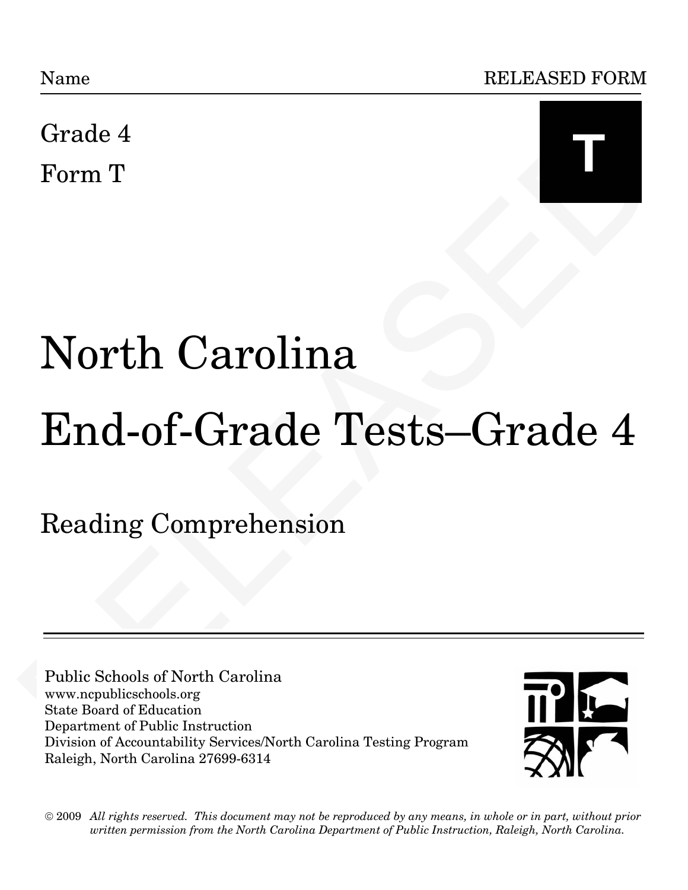Name RELEASED FORM

Grade 4

Form T

**T**

# North Carolina

# End-of-Grade Tests–Grade 4

## Reading Comprehension

Public Schools of North Carolina
www.ncpublicschools.org
State Board of Education
Department of Public Instruction
Division of Accountability Services/North Carolina Testing Program
Raleigh, North Carolina 27699-6314

© 2009 *All rights reserved. This document may not be reproduced by any means, in whole or in part, without prior written permission from the North Carolina Department of Public Instruction, Raleigh, North Carolina.*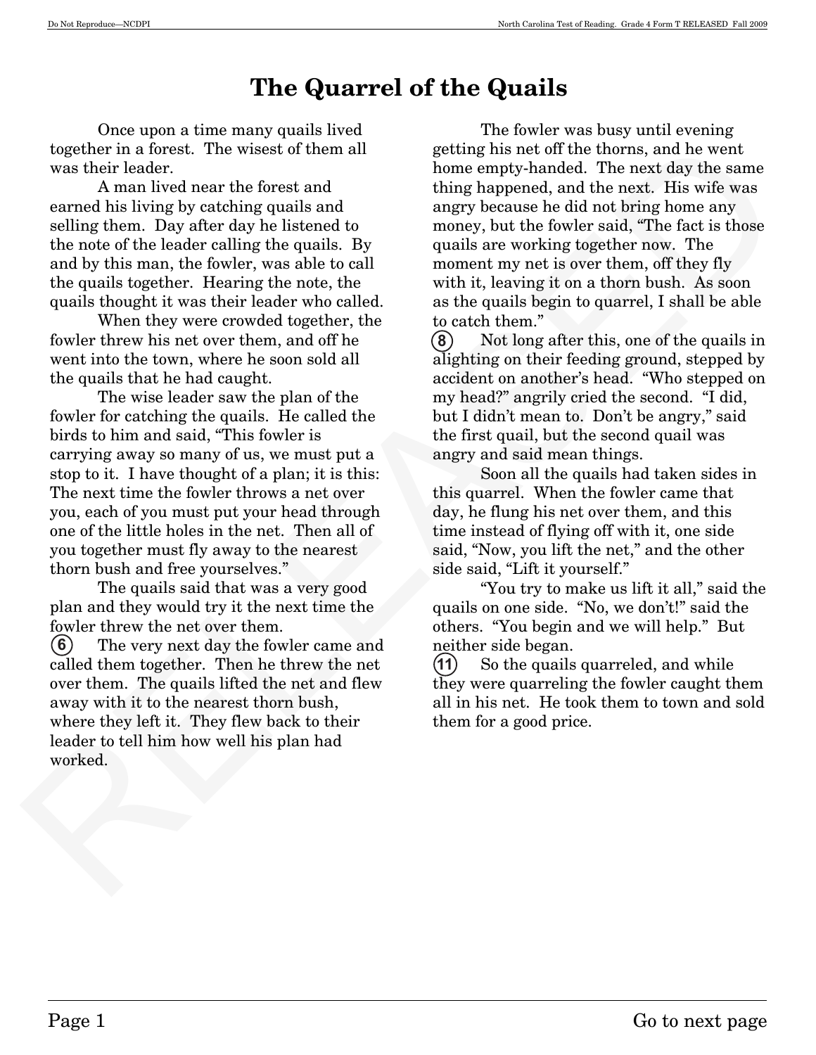# The Quarrel of the Quails

Once upon a time many quails lived together in a forest. The wisest of them all was their leader.

A man lived near the forest and earned his living by catching quails and selling them. Day after day he listened to the note of the leader calling the quails. By and by this man, the fowler, was able to call the quails together. Hearing the note, the quails thought it was their leader who called.

When they were crowded together, the fowler threw his net over them, and off he went into the town, where he soon sold all the quails that he had caught.

The wise leader saw the plan of the fowler for catching the quails. He called the birds to him and said, "This fowler is carrying away so many of us, we must put a stop to it. I have thought of a plan; it is this: The next time the fowler throws a net over you, each of you must put your head through one of the little holes in the net. Then all of you together must fly away to the nearest thorn bush and free yourselves."

The quails said that was a very good plan and they would try it the next time the fowler threw the net over them.

(6) The very next day the fowler came and called them together. Then he threw the net over them. The quails lifted the net and flew away with it to the nearest thorn bush, where they left it. They flew back to their leader to tell him how well his plan had worked.

The fowler was busy until evening getting his net off the thorns, and he went home empty-handed. The next day the same thing happened, and the next. His wife was angry because he did not bring home any money, but the fowler said, "The fact is those quails are working together now. The moment my net is over them, off they fly with it, leaving it on a thorn bush. As soon as the quails begin to quarrel, I shall be able to catch them."

(8) Not long after this, one of the quails in alighting on their feeding ground, stepped by accident on another's head. "Who stepped on my head?" angrily cried the second. "I did, but I didn't mean to. Don't be angry," said the first quail, but the second quail was angry and said mean things.

Soon all the quails had taken sides in this quarrel. When the fowler came that day, he flung his net over them, and this time instead of flying off with it, one side said, "Now, you lift the net," and the other side said, "Lift it yourself."

"You try to make us lift it all," said the quails on one side. "No, we don't!" said the others. "You begin and we will help." But neither side began.

(11) So the quails quarreled, and while they were quarreling the fowler caught them all in his net. He took them to town and sold them for a good price.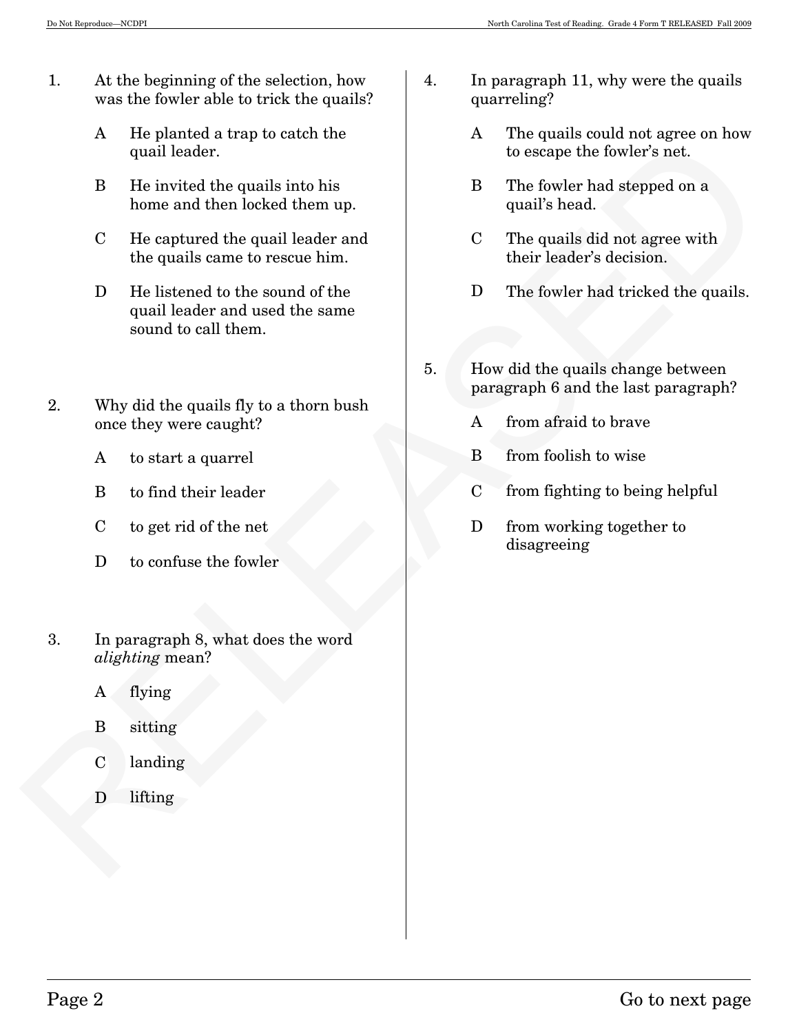1. At the beginning of the selection, how was the fowler able to trick the quails?

   A He planted a trap to catch the quail leader.

   B He invited the quails into his home and then locked them up.

   C He captured the quail leader and the quails came to rescue him.

   D He listened to the sound of the quail leader and used the same sound to call them.

2. Why did the quails fly to a thorn bush once they were caught?

   A to start a quarrel

   B to find their leader

   C to get rid of the net

   D to confuse the fowler

3. In paragraph 8, what does the word *alighting* mean?

   A flying

   B sitting

   C landing

   D lifting

4. In paragraph 11, why were the quails quarreling?

   A The quails could not agree on how to escape the fowler's net.

   B The fowler had stepped on a quail's head.

   C The quails did not agree with their leader's decision.

   D The fowler had tricked the quails.

5. How did the quails change between paragraph 6 and the last paragraph?

   A from afraid to brave

   B from foolish to wise

   C from fighting to being helpful

   D from working together to disagreeing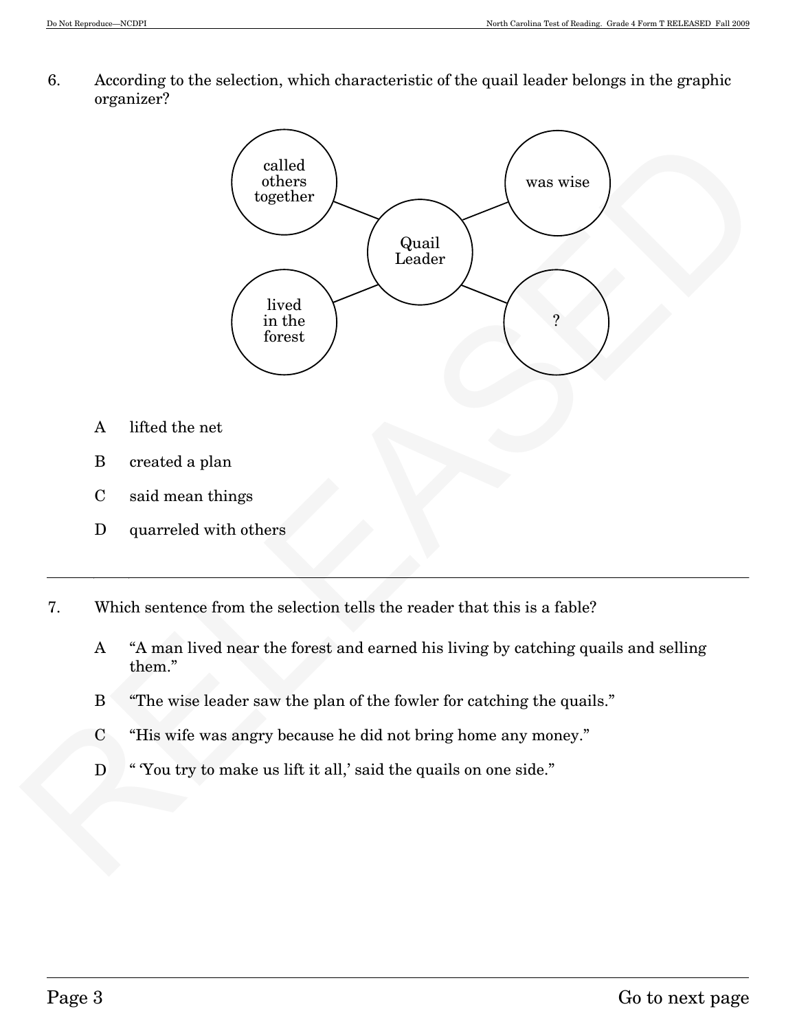6. According to the selection, which characteristic of the quail leader belongs in the graphic organizer?

| Quail Leader |
| --- |
| called others together |
| was wise |
| lived in the forest |
| ? |

A lifted the net

B created a plan

C said mean things

D quarreled with others

---

7. Which sentence from the selection tells the reader that this is a fable?

A "A man lived near the forest and earned his living by catching quails and selling them."

B "The wise leader saw the plan of the fowler for catching the quails."

C "His wife was angry because he did not bring home any money."

D " 'You try to make us lift it all,' said the quails on one side."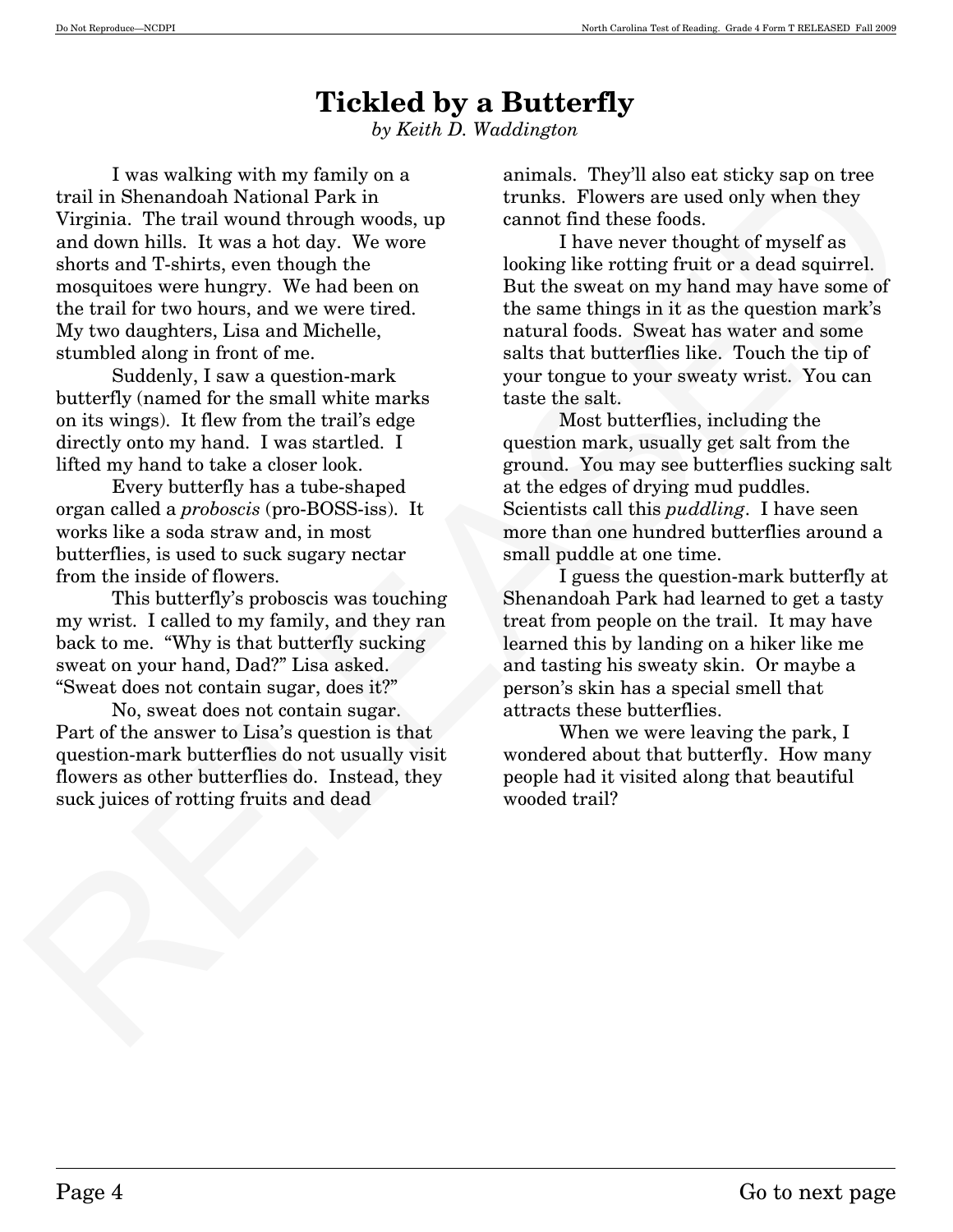# Tickled by a Butterfly

*by Keith D. Waddington*

I was walking with my family on a trail in Shenandoah National Park in Virginia. The trail wound through woods, up and down hills. It was a hot day. We wore shorts and T-shirts, even though the mosquitoes were hungry. We had been on the trail for two hours, and we were tired. My two daughters, Lisa and Michelle, stumbled along in front of me.

Suddenly, I saw a question-mark butterfly (named for the small white marks on its wings). It flew from the trail's edge directly onto my hand. I was startled. I lifted my hand to take a closer look.

Every butterfly has a tube-shaped organ called a *proboscis* (pro-BOSS-iss). It works like a soda straw and, in most butterflies, is used to suck sugary nectar from the inside of flowers.

This butterfly's proboscis was touching my wrist. I called to my family, and they ran back to me. "Why is that butterfly sucking sweat on your hand, Dad?" Lisa asked. "Sweat does not contain sugar, does it?"

No, sweat does not contain sugar. Part of the answer to Lisa's question is that question-mark butterflies do not usually visit flowers as other butterflies do. Instead, they suck juices of rotting fruits and dead animals. They'll also eat sticky sap on tree trunks. Flowers are used only when they cannot find these foods.

I have never thought of myself as looking like rotting fruit or a dead squirrel. But the sweat on my hand may have some of the same things in it as the question mark's natural foods. Sweat has water and some salts that butterflies like. Touch the tip of your tongue to your sweaty wrist. You can taste the salt.

Most butterflies, including the question mark, usually get salt from the ground. You may see butterflies sucking salt at the edges of drying mud puddles. Scientists call this *puddling*. I have seen more than one hundred butterflies around a small puddle at one time.

I guess the question-mark butterfly at Shenandoah Park had learned to get a tasty treat from people on the trail. It may have learned this by landing on a hiker like me and tasting his sweaty skin. Or maybe a person's skin has a special smell that attracts these butterflies.

When we were leaving the park, I wondered about that butterfly. How many people had it visited along that beautiful wooded trail?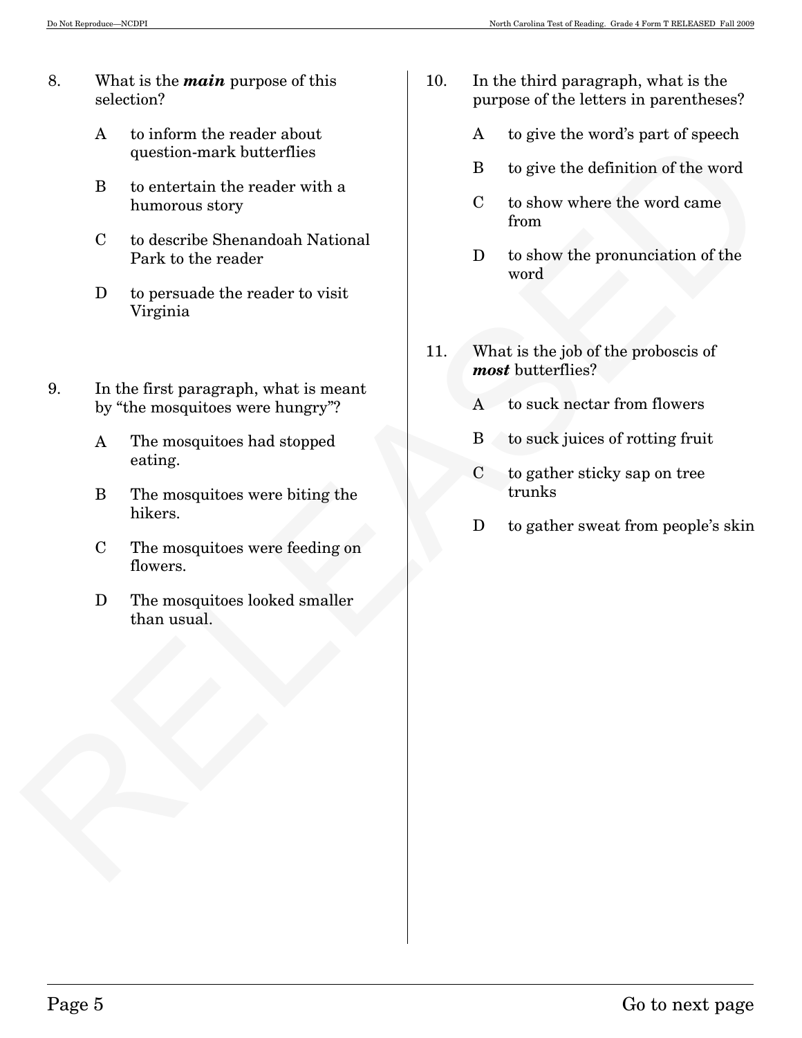8. What is the ***main*** purpose of this selection?

   A to inform the reader about question-mark butterflies

   B to entertain the reader with a humorous story

   C to describe Shenandoah National Park to the reader

   D to persuade the reader to visit Virginia

9. In the first paragraph, what is meant by "the mosquitoes were hungry"?

   A The mosquitoes had stopped eating.

   B The mosquitoes were biting the hikers.

   C The mosquitoes were feeding on flowers.

   D The mosquitoes looked smaller than usual.

10. In the third paragraph, what is the purpose of the letters in parentheses?

    A to give the word's part of speech

    B to give the definition of the word

    C to show where the word came from

    D to show the pronunciation of the word

11. What is the job of the proboscis of ***most*** butterflies?

    A to suck nectar from flowers

    B to suck juices of rotting fruit

    C to gather sticky sap on tree trunks

    D to gather sweat from people's skin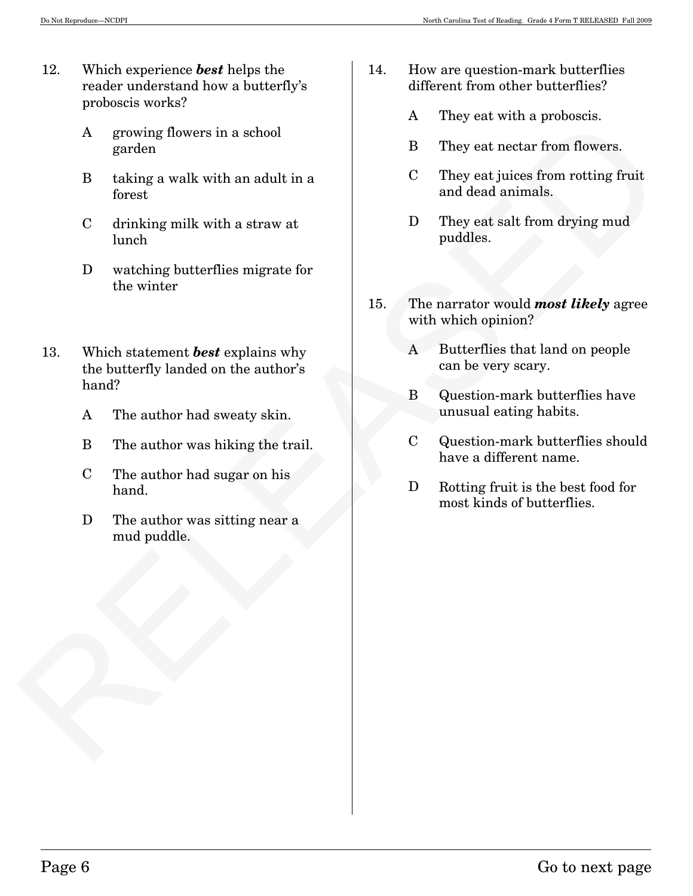12. Which experience ***best*** helps the reader understand how a butterfly's proboscis works?

    A growing flowers in a school garden

    B taking a walk with an adult in a forest

    C drinking milk with a straw at lunch

    D watching butterflies migrate for the winter

13. Which statement ***best*** explains why the butterfly landed on the author's hand?

    A The author had sweaty skin.

    B The author was hiking the trail.

    C The author had sugar on his hand.

    D The author was sitting near a mud puddle.

14. How are question-mark butterflies different from other butterflies?

    A They eat with a proboscis.

    B They eat nectar from flowers.

    C They eat juices from rotting fruit and dead animals.

    D They eat salt from drying mud puddles.

15. The narrator would ***most likely*** agree with which opinion?

    A Butterflies that land on people can be very scary.

    B Question-mark butterflies have unusual eating habits.

    C Question-mark butterflies should have a different name.

    D Rotting fruit is the best food for most kinds of butterflies.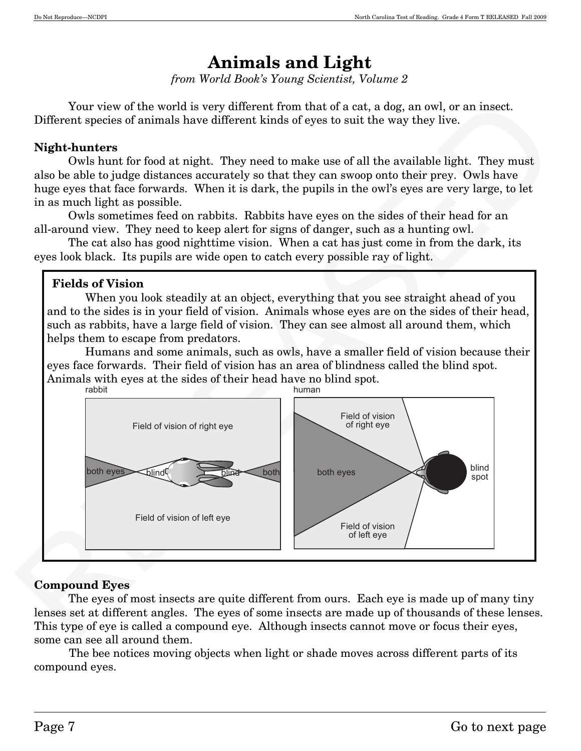# Animals and Light

*from World Book's Young Scientist, Volume 2*

Your view of the world is very different from that of a cat, a dog, an owl, or an insect. Different species of animals have different kinds of eyes to suit the way they live.

**Night-hunters**

Owls hunt for food at night. They need to make use of all the available light. They must also be able to judge distances accurately so that they can swoop onto their prey. Owls have huge eyes that face forwards. When it is dark, the pupils in the owl's eyes are very large, to let in as much light as possible.

Owls sometimes feed on rabbits. Rabbits have eyes on the sides of their head for an all-around view. They need to keep alert for signs of danger, such as a hunting owl.

The cat also has good nighttime vision. When a cat has just come in from the dark, its eyes look black. Its pupils are wide open to catch every possible ray of light.

**Fields of Vision**

When you look steadily at an object, everything that you see straight ahead of you and to the sides is in your field of vision. Animals whose eyes are on the sides of their head, such as rabbits, have a large field of vision. They can see almost all around them, which helps them to escape from predators.

Humans and some animals, such as owls, have a smaller field of vision because their eyes face forwards. Their field of vision has an area of blindness called the blind spot. Animals with eyes at the sides of their head have no blind spot.

rabbit: Field of vision of right eye; both eyes; blind; blind; both; Field of vision of left eye

human: Field of vision of right eye; both eyes; blind spot; Field of vision of left eye

**Compound Eyes**

The eyes of most insects are quite different from ours. Each eye is made up of many tiny lenses set at different angles. The eyes of some insects are made up of thousands of these lenses. This type of eye is called a compound eye. Although insects cannot move or focus their eyes, some can see all around them.

The bee notices moving objects when light or shade moves across different parts of its compound eyes.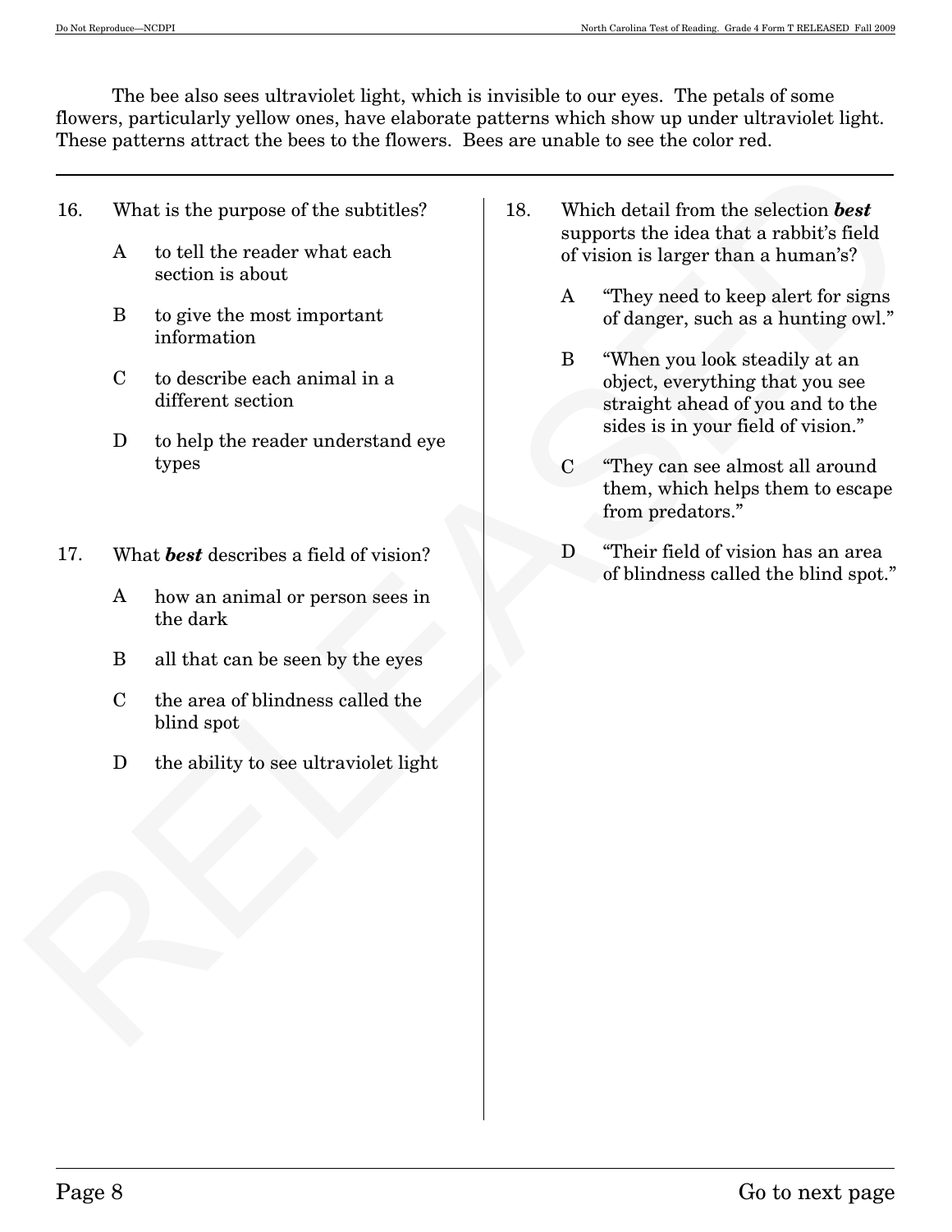The bee also sees ultraviolet light, which is invisible to our eyes. The petals of some flowers, particularly yellow ones, have elaborate patterns which show up under ultraviolet light. These patterns attract the bees to the flowers. Bees are unable to see the color red.

---

16. What is the purpose of the subtitles?

    A to tell the reader what each section is about

    B to give the most important information

    C to describe each animal in a different section

    D to help the reader understand eye types

17. What ***best*** describes a field of vision?

    A how an animal or person sees in the dark

    B all that can be seen by the eyes

    C the area of blindness called the blind spot

    D the ability to see ultraviolet light

18. Which detail from the selection ***best*** supports the idea that a rabbit's field of vision is larger than a human's?

    A "They need to keep alert for signs of danger, such as a hunting owl."

    B "When you look steadily at an object, everything that you see straight ahead of you and to the sides is in your field of vision."

    C "They can see almost all around them, which helps them to escape from predators."

    D "Their field of vision has an area of blindness called the blind spot."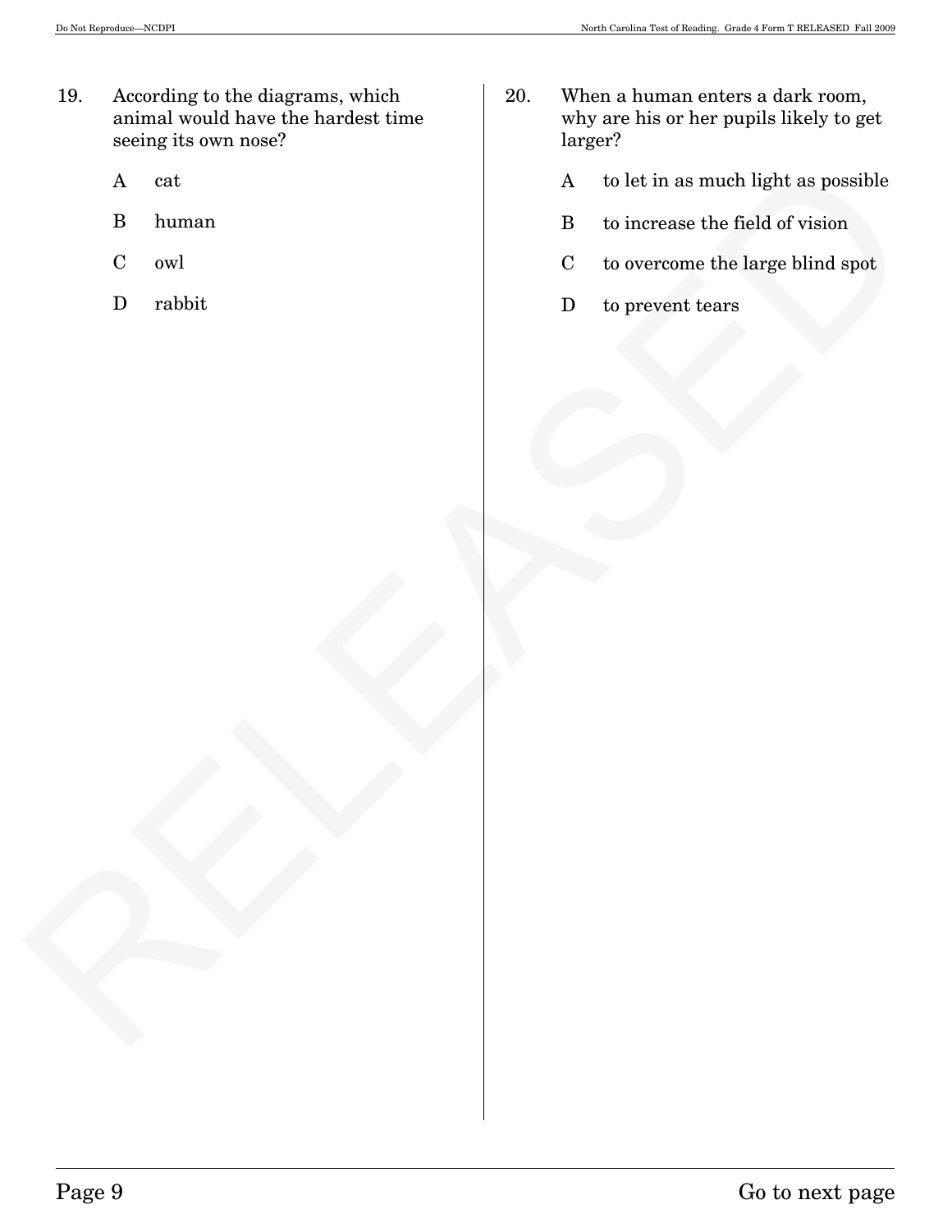19. According to the diagrams, which animal would have the hardest time seeing its own nose?

    A cat

    B human

    C owl

    D rabbit

20. When a human enters a dark room, why are his or her pupils likely to get larger?

    A to let in as much light as possible

    B to increase the field of vision

    C to overcome the large blind spot

    D to prevent tears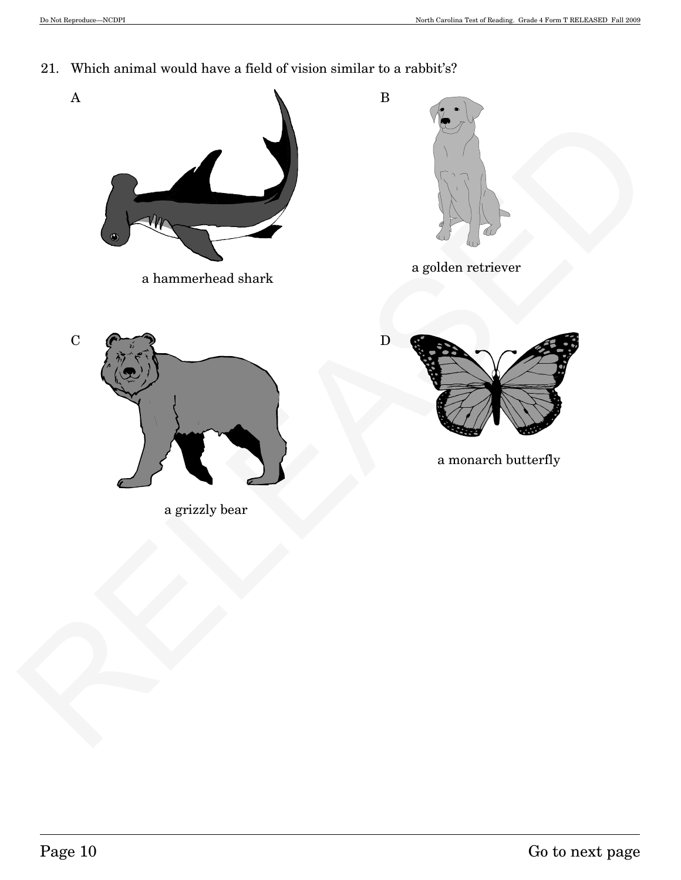21. Which animal would have a field of vision similar to a rabbit's?

A

a hammerhead shark

B

a golden retriever

C

a grizzly bear

D

a monarch butterfly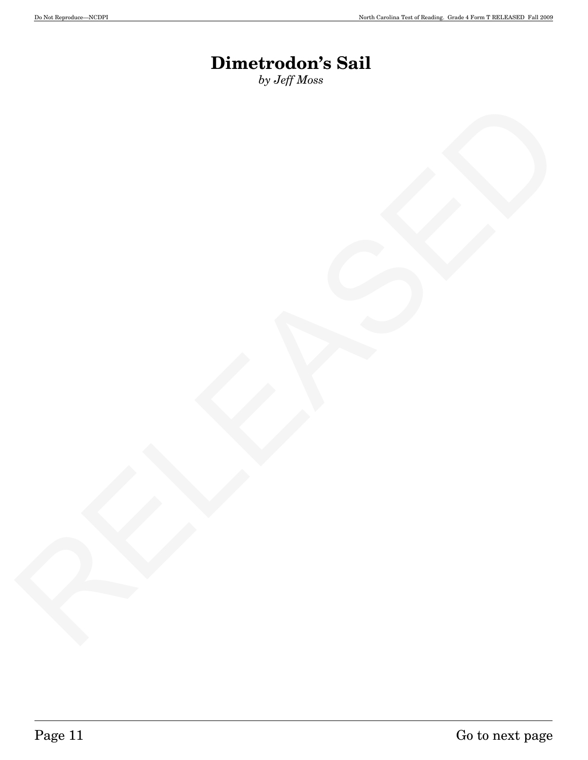# Dimetrodon's Sail

*by Jeff Moss*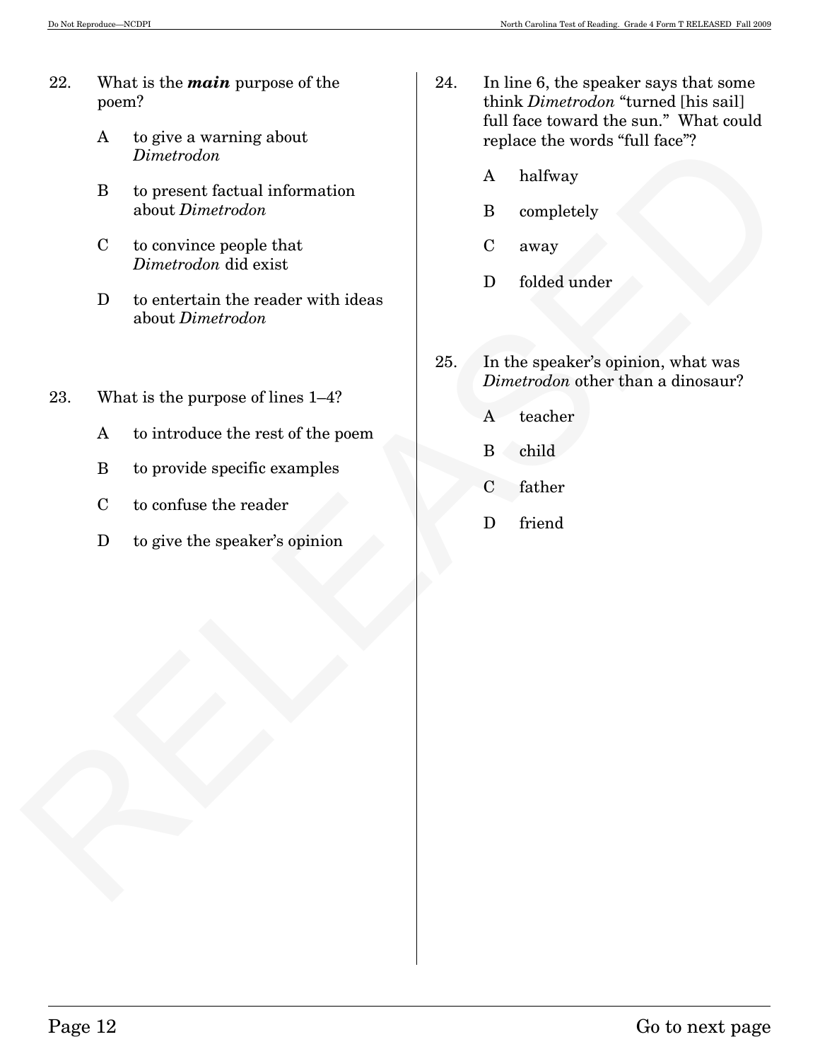22. What is the ***main*** purpose of the poem?

 A to give a warning about *Dimetrodon*

 B to present factual information about *Dimetrodon*

 C to convince people that *Dimetrodon* did exist

 D to entertain the reader with ideas about *Dimetrodon*

23. What is the purpose of lines 1–4?

 A to introduce the rest of the poem

 B to provide specific examples

 C to confuse the reader

 D to give the speaker's opinion

24. In line 6, the speaker says that some think *Dimetrodon* "turned [his sail] full face toward the sun." What could replace the words "full face"?

 A halfway

 B completely

 C away

 D folded under

25. In the speaker's opinion, what was *Dimetrodon* other than a dinosaur?

 A teacher

 B child

 C father

 D friend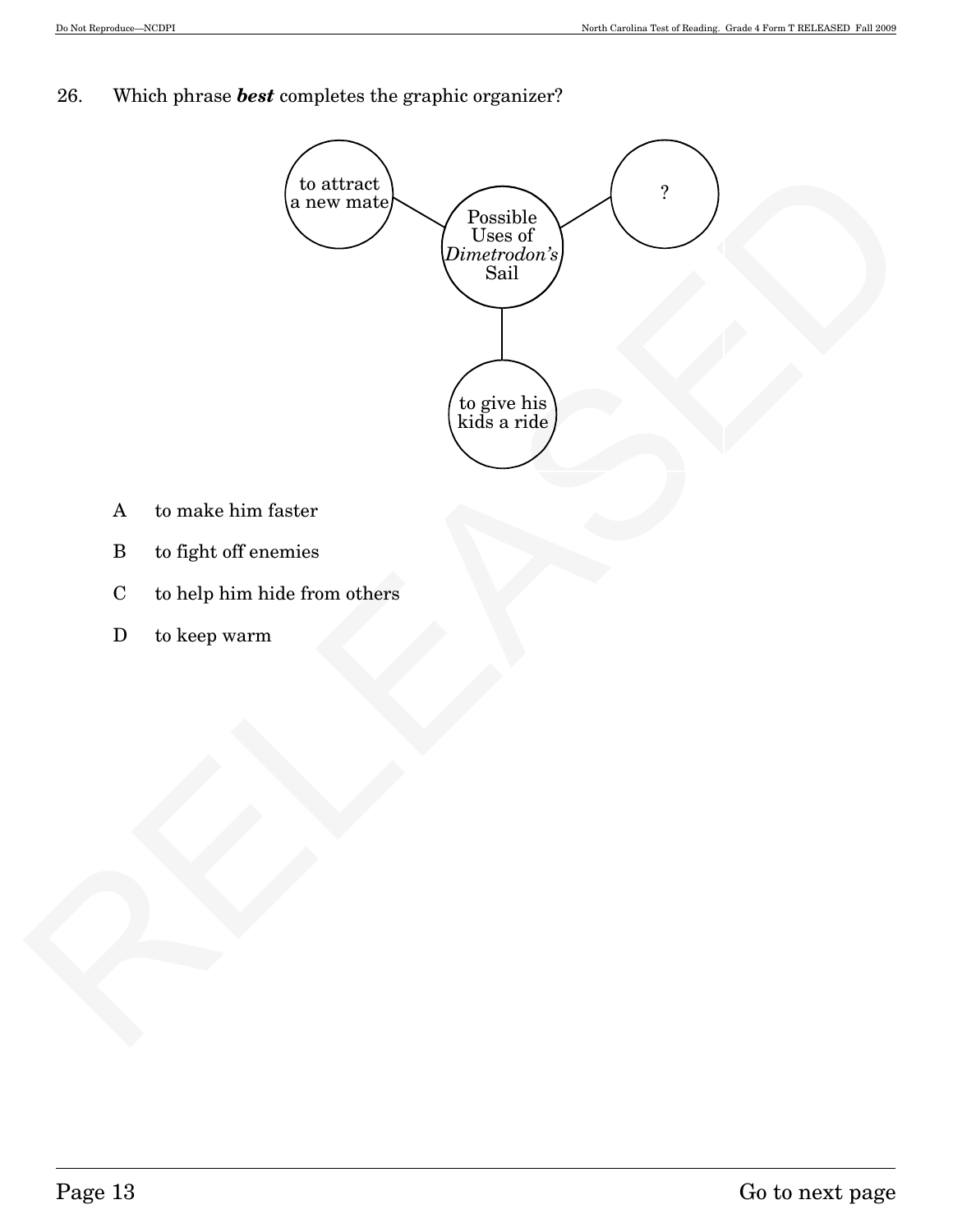26. Which phrase ***best*** completes the graphic organizer?

- Center: Possible Uses of *Dimetrodon's* Sail
  - to attract a new mate
  - ?
  - to give his kids a ride

A to make him faster

B to fight off enemies

C to help him hide from others

D to keep warm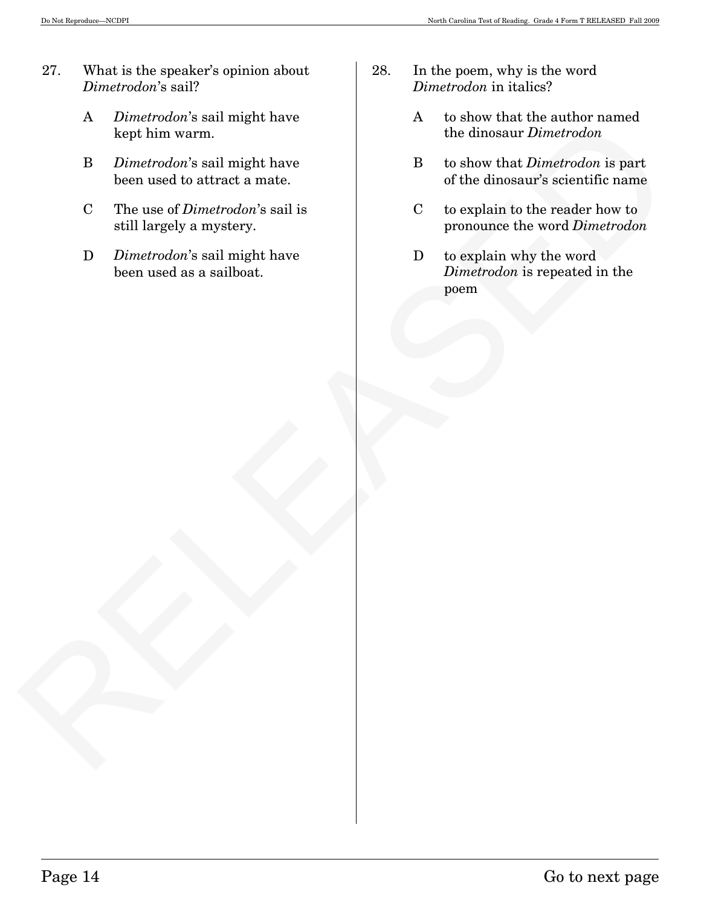27. What is the speaker's opinion about *Dimetrodon*'s sail?

    A *Dimetrodon*'s sail might have kept him warm.

    B *Dimetrodon*'s sail might have been used to attract a mate.

    C The use of *Dimetrodon*'s sail is still largely a mystery.

    D *Dimetrodon*'s sail might have been used as a sailboat.

28. In the poem, why is the word *Dimetrodon* in italics?

    A to show that the author named the dinosaur *Dimetrodon*

    B to show that *Dimetrodon* is part of the dinosaur's scientific name

    C to explain to the reader how to pronounce the word *Dimetrodon*

    D to explain why the word *Dimetrodon* is repeated in the poem

Go to next page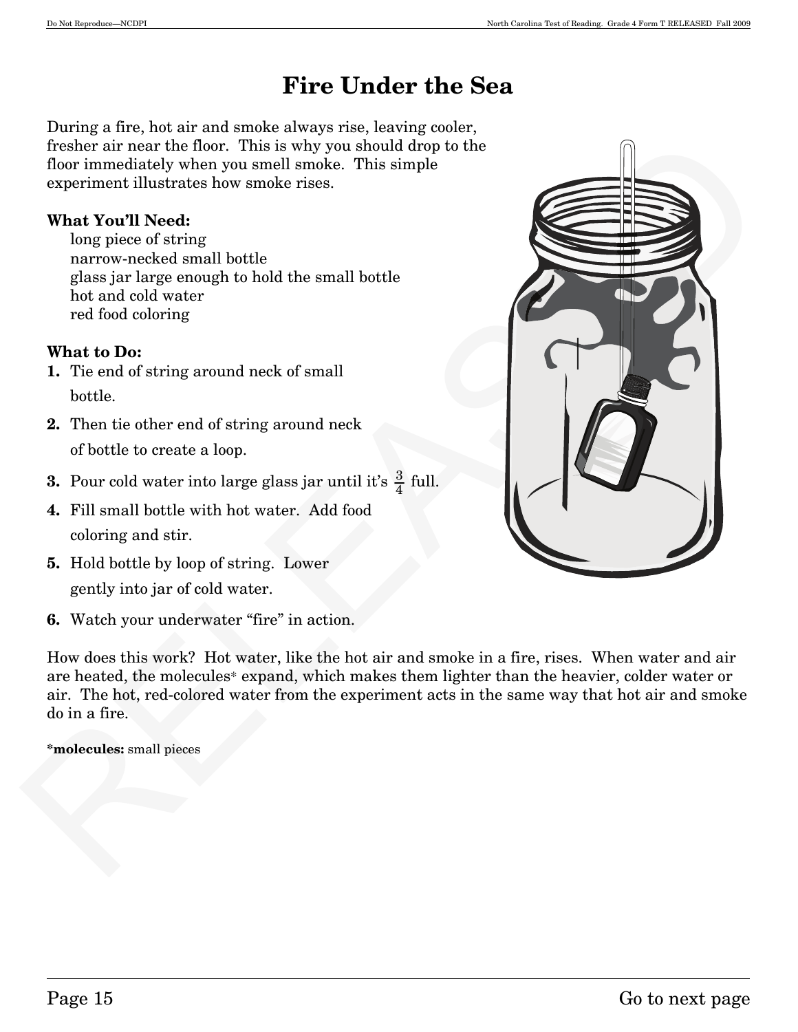# Fire Under the Sea

During a fire, hot air and smoke always rise, leaving cooler, fresher air near the floor. This is why you should drop to the floor immediately when you smell smoke. This simple experiment illustrates how smoke rises.

**What You'll Need:**

long piece of string
narrow-necked small bottle
glass jar large enough to hold the small bottle
hot and cold water
red food coloring

**What to Do:**

1. Tie end of string around neck of small bottle.
2. Then tie other end of string around neck of bottle to create a loop.
3. Pour cold water into large glass jar until it's $\frac{3}{4}$ full.
4. Fill small bottle with hot water. Add food coloring and stir.
5. Hold bottle by loop of string. Lower gently into jar of cold water.
6. Watch your underwater "fire" in action.

How does this work? Hot water, like the hot air and smoke in a fire, rises. When water and air are heated, the molecules* expand, which makes them lighter than the heavier, colder water or air. The hot, red-colored water from the experiment acts in the same way that hot air and smoke do in a fire.

***molecules:** small pieces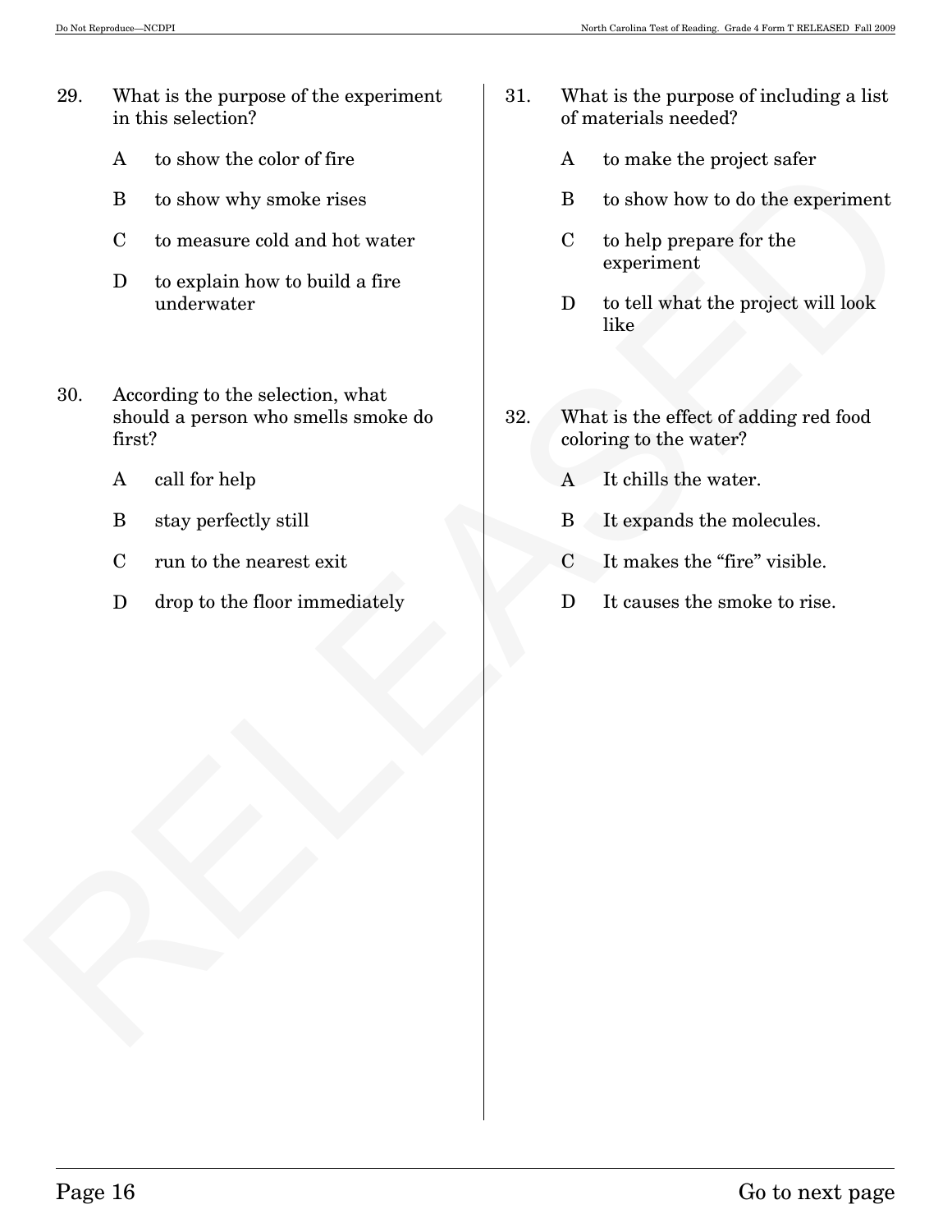29. What is the purpose of the experiment in this selection?

    A to show the color of fire

    B to show why smoke rises

    C to measure cold and hot water

    D to explain how to build a fire underwater

30. According to the selection, what should a person who smells smoke do first?

    A call for help

    B stay perfectly still

    C run to the nearest exit

    D drop to the floor immediately

31. What is the purpose of including a list of materials needed?

    A to make the project safer

    B to show how to do the experiment

    C to help prepare for the experiment

    D to tell what the project will look like

32. What is the effect of adding red food coloring to the water?

    A It chills the water.

    B It expands the molecules.

    C It makes the "fire" visible.

    D It causes the smoke to rise.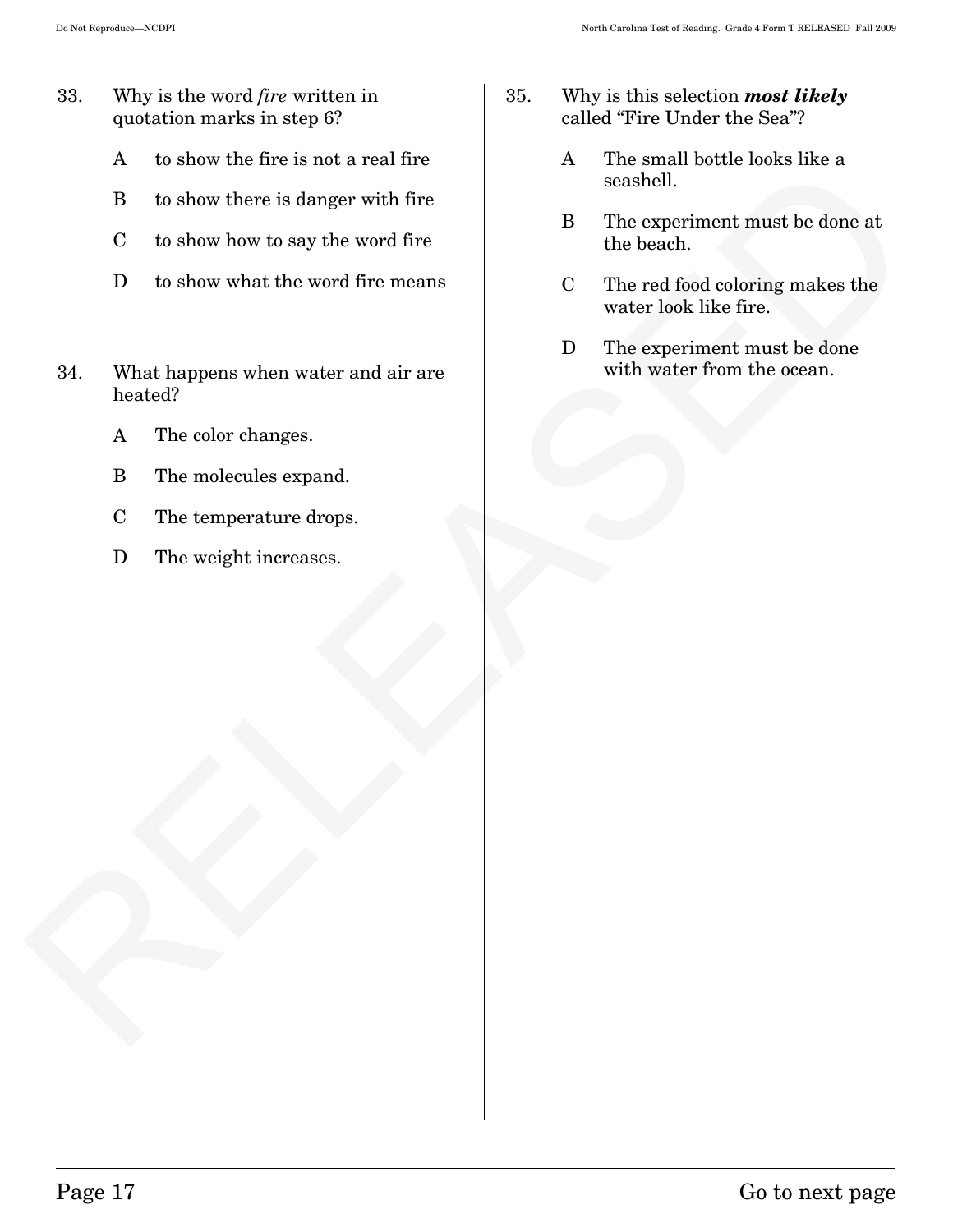33. Why is the word *fire* written in quotation marks in step 6?

    A to show the fire is not a real fire

    B to show there is danger with fire

    C to show how to say the word fire

    D to show what the word fire means

34. What happens when water and air are heated?

    A The color changes.

    B The molecules expand.

    C The temperature drops.

    D The weight increases.

35. Why is this selection ***most likely*** called "Fire Under the Sea"?

    A The small bottle looks like a seashell.

    B The experiment must be done at the beach.

    C The red food coloring makes the water look like fire.

    D The experiment must be done with water from the ocean.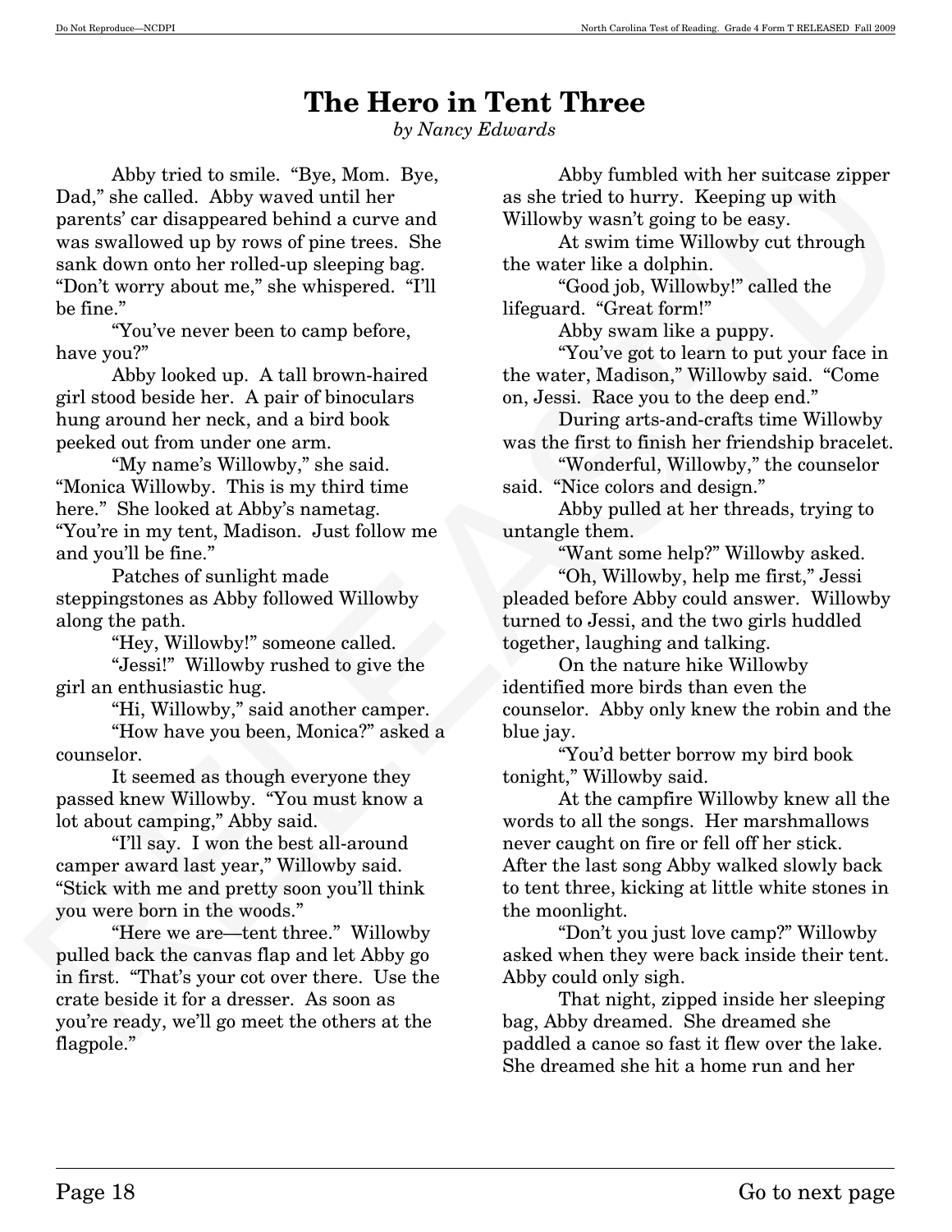# The Hero in Tent Three

*by Nancy Edwards*

Abby tried to smile. "Bye, Mom. Bye, Dad," she called. Abby waved until her parents' car disappeared behind a curve and was swallowed up by rows of pine trees. She sank down onto her rolled-up sleeping bag. "Don't worry about me," she whispered. "I'll be fine."

"You've never been to camp before, have you?"

Abby looked up. A tall brown-haired girl stood beside her. A pair of binoculars hung around her neck, and a bird book peeked out from under one arm.

"My name's Willowby," she said. "Monica Willowby. This is my third time here." She looked at Abby's nametag. "You're in my tent, Madison. Just follow me and you'll be fine."

Patches of sunlight made steppingstones as Abby followed Willowby along the path.

"Hey, Willowby!" someone called.

"Jessi!" Willowby rushed to give the girl an enthusiastic hug.

"Hi, Willowby," said another camper.

"How have you been, Monica?" asked a counselor.

It seemed as though everyone they passed knew Willowby. "You must know a lot about camping," Abby said.

"I'll say. I won the best all-around camper award last year," Willowby said. "Stick with me and pretty soon you'll think you were born in the woods."

"Here we are—tent three." Willowby pulled back the canvas flap and let Abby go in first. "That's your cot over there. Use the crate beside it for a dresser. As soon as you're ready, we'll go meet the others at the flagpole."

Abby fumbled with her suitcase zipper as she tried to hurry. Keeping up with Willowby wasn't going to be easy.

At swim time Willowby cut through the water like a dolphin.

"Good job, Willowby!" called the lifeguard. "Great form!"

Abby swam like a puppy.

"You've got to learn to put your face in the water, Madison," Willowby said. "Come on, Jessi. Race you to the deep end."

During arts-and-crafts time Willowby was the first to finish her friendship bracelet.

"Wonderful, Willowby," the counselor said. "Nice colors and design."

Abby pulled at her threads, trying to untangle them.

"Want some help?" Willowby asked.

"Oh, Willowby, help me first," Jessi pleaded before Abby could answer. Willowby turned to Jessi, and the two girls huddled together, laughing and talking.

On the nature hike Willowby identified more birds than even the counselor. Abby only knew the robin and the blue jay.

"You'd better borrow my bird book tonight," Willowby said.

At the campfire Willowby knew all the words to all the songs. Her marshmallows never caught on fire or fell off her stick. After the last song Abby walked slowly back to tent three, kicking at little white stones in the moonlight.

"Don't you just love camp?" Willowby asked when they were back inside their tent. Abby could only sigh.

That night, zipped inside her sleeping bag, Abby dreamed. She dreamed she paddled a canoe so fast it flew over the lake. She dreamed she hit a home run and her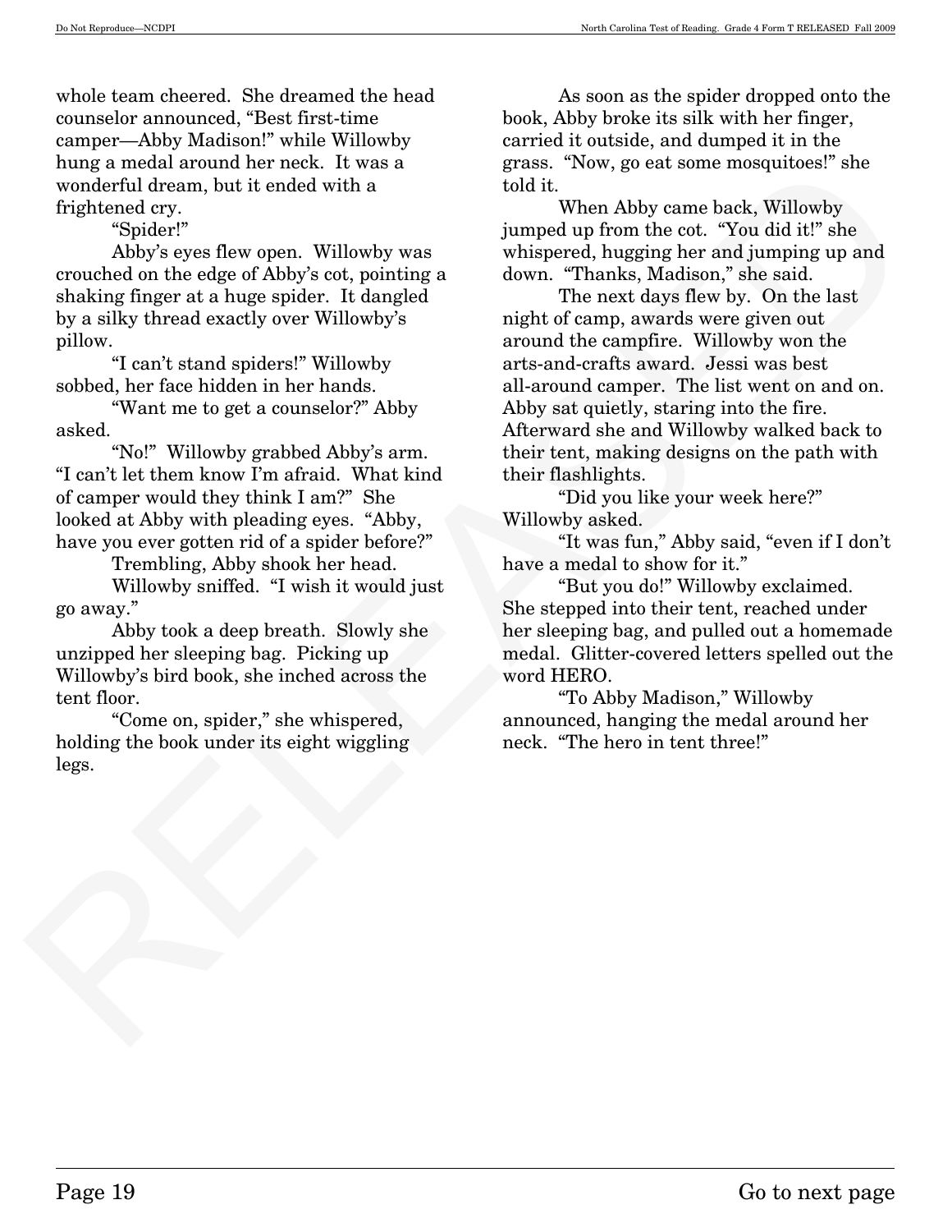whole team cheered. She dreamed the head counselor announced, "Best first-time camper—Abby Madison!" while Willowby hung a medal around her neck. It was a wonderful dream, but it ended with a frightened cry.

"Spider!"

Abby's eyes flew open. Willowby was crouched on the edge of Abby's cot, pointing a shaking finger at a huge spider. It dangled by a silky thread exactly over Willowby's pillow.

"I can't stand spiders!" Willowby sobbed, her face hidden in her hands.

"Want me to get a counselor?" Abby asked.

"No!" Willowby grabbed Abby's arm. "I can't let them know I'm afraid. What kind of camper would they think I am?" She looked at Abby with pleading eyes. "Abby, have you ever gotten rid of a spider before?"

Trembling, Abby shook her head.

Willowby sniffed. "I wish it would just go away."

Abby took a deep breath. Slowly she unzipped her sleeping bag. Picking up Willowby's bird book, she inched across the tent floor.

"Come on, spider," she whispered, holding the book under its eight wiggling legs.

As soon as the spider dropped onto the book, Abby broke its silk with her finger, carried it outside, and dumped it in the grass. "Now, go eat some mosquitoes!" she told it.

When Abby came back, Willowby jumped up from the cot. "You did it!" she whispered, hugging her and jumping up and down. "Thanks, Madison," she said.

The next days flew by. On the last night of camp, awards were given out around the campfire. Willowby won the arts-and-crafts award. Jessi was best all-around camper. The list went on and on. Abby sat quietly, staring into the fire. Afterward she and Willowby walked back to their tent, making designs on the path with their flashlights.

"Did you like your week here?" Willowby asked.

"It was fun," Abby said, "even if I don't have a medal to show for it."

"But you do!" Willowby exclaimed. She stepped into their tent, reached under her sleeping bag, and pulled out a homemade medal. Glitter-covered letters spelled out the word HERO.

"To Abby Madison," Willowby announced, hanging the medal around her neck. "The hero in tent three!"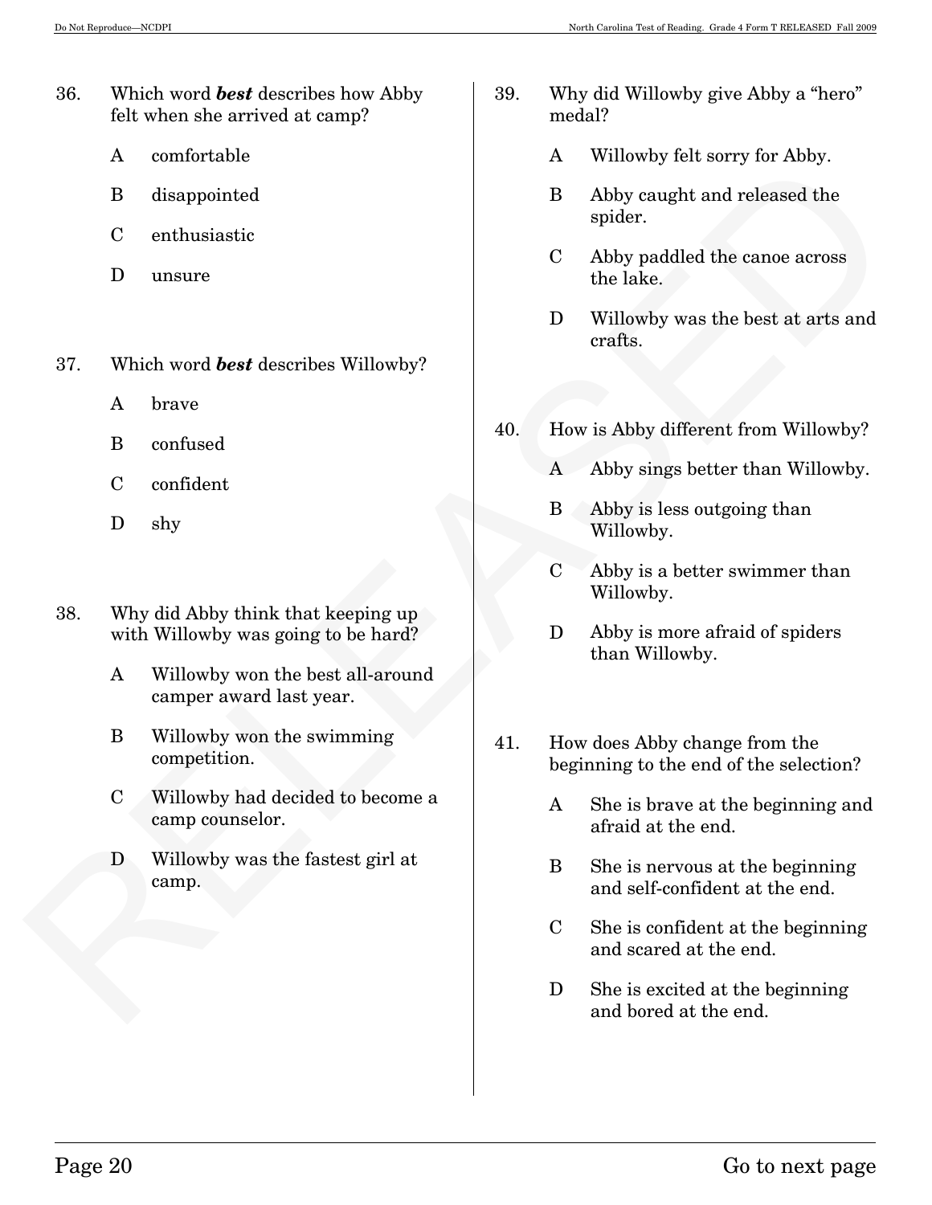36. Which word ***best*** describes how Abby felt when she arrived at camp?

    A comfortable

    B disappointed

    C enthusiastic

    D unsure

37. Which word ***best*** describes Willowby?

    A brave

    B confused

    C confident

    D shy

38. Why did Abby think that keeping up with Willowby was going to be hard?

    A Willowby won the best all-around camper award last year.

    B Willowby won the swimming competition.

    C Willowby had decided to become a camp counselor.

    D Willowby was the fastest girl at camp.

39. Why did Willowby give Abby a "hero" medal?

    A Willowby felt sorry for Abby.

    B Abby caught and released the spider.

    C Abby paddled the canoe across the lake.

    D Willowby was the best at arts and crafts.

40. How is Abby different from Willowby?

    A Abby sings better than Willowby.

    B Abby is less outgoing than Willowby.

    C Abby is a better swimmer than Willowby.

    D Abby is more afraid of spiders than Willowby.

41. How does Abby change from the beginning to the end of the selection?

    A She is brave at the beginning and afraid at the end.

    B She is nervous at the beginning and self-confident at the end.

    C She is confident at the beginning and scared at the end.

    D She is excited at the beginning and bored at the end.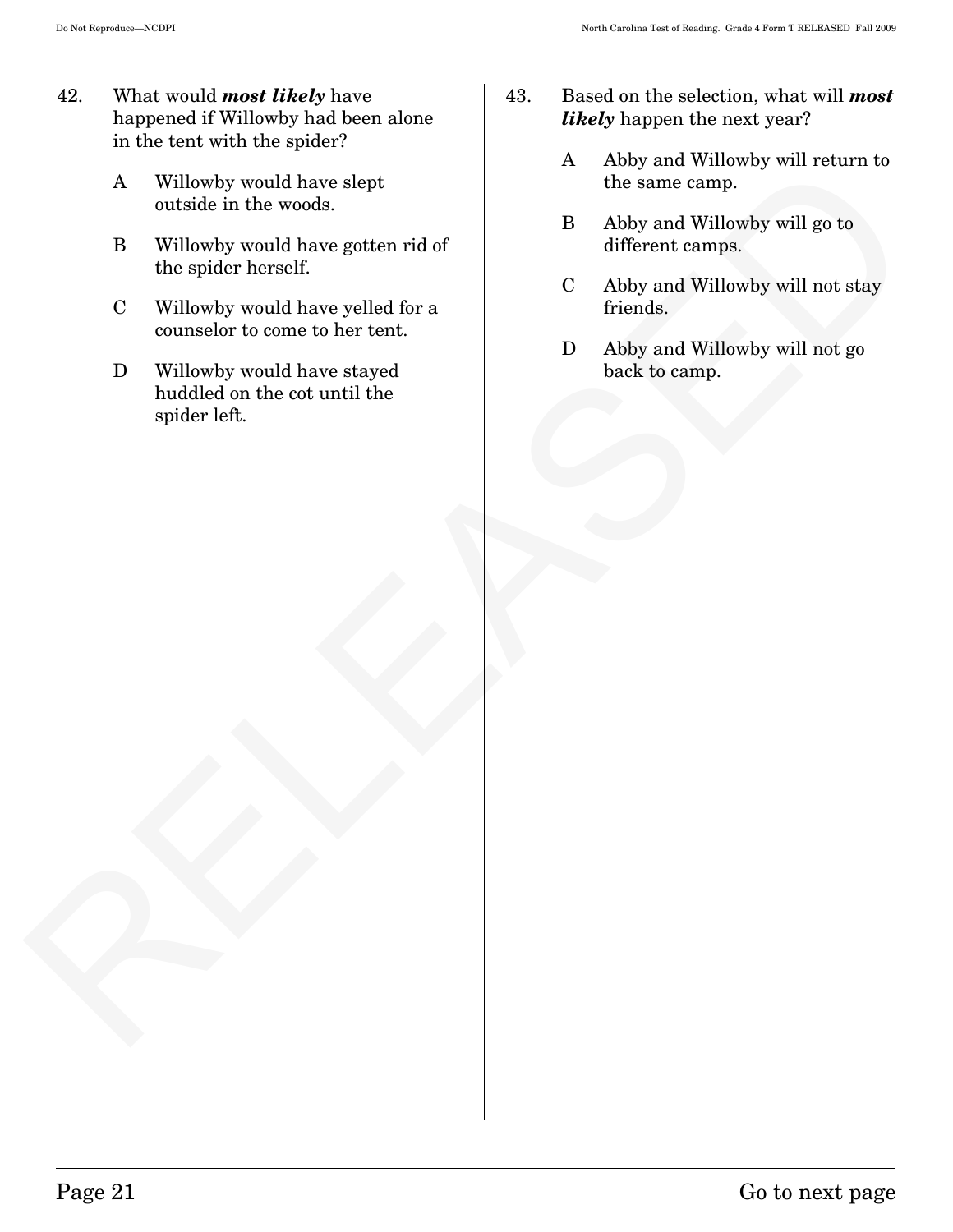42. What would ***most likely*** have happened if Willowby had been alone in the tent with the spider?

   A Willowby would have slept outside in the woods.

   B Willowby would have gotten rid of the spider herself.

   C Willowby would have yelled for a counselor to come to her tent.

   D Willowby would have stayed huddled on the cot until the spider left.

43. Based on the selection, what will ***most likely*** happen the next year?

   A Abby and Willowby will return to the same camp.

   B Abby and Willowby will go to different camps.

   C Abby and Willowby will not stay friends.

   D Abby and Willowby will not go back to camp.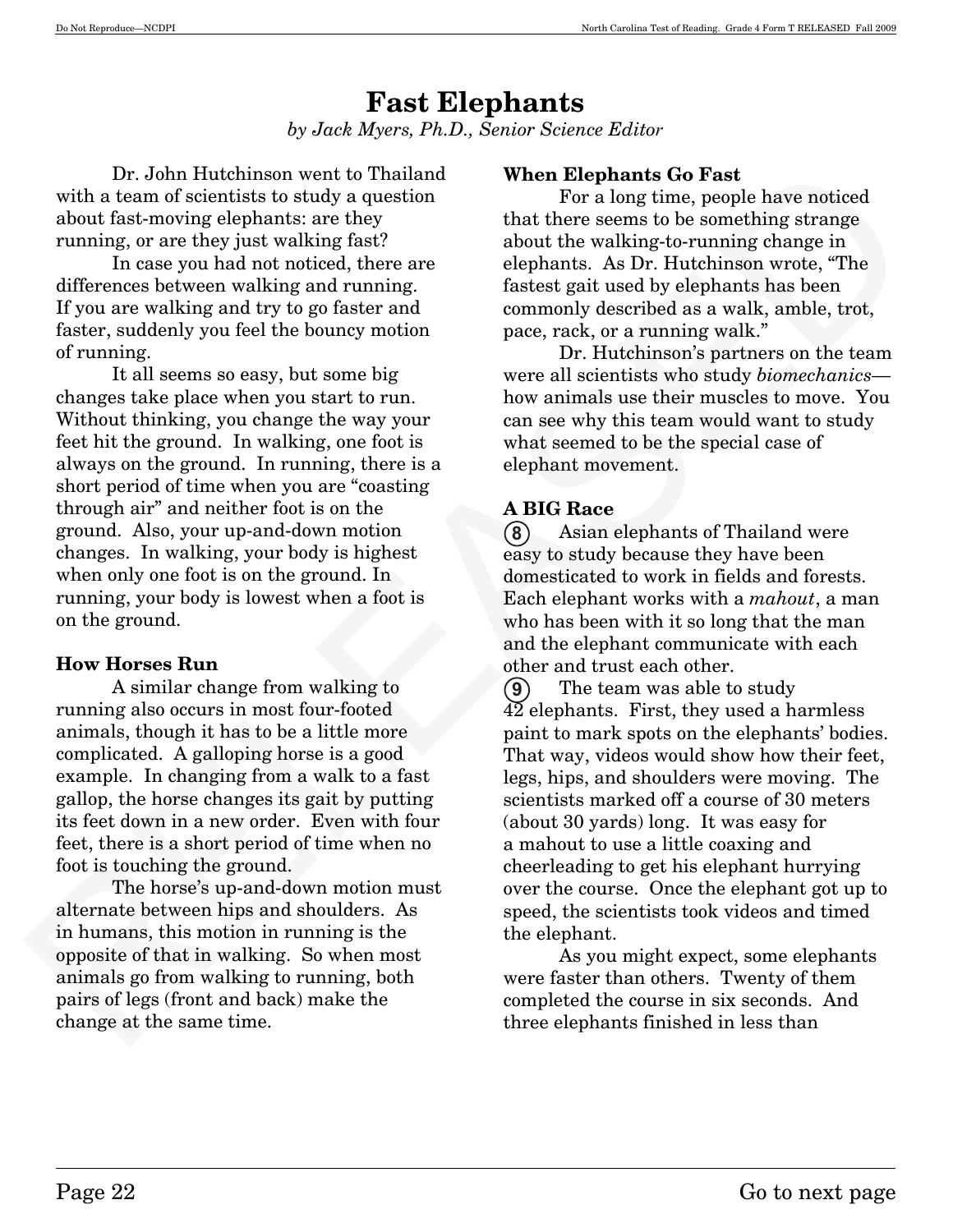# Fast Elephants

*by Jack Myers, Ph.D., Senior Science Editor*

Dr. John Hutchinson went to Thailand with a team of scientists to study a question about fast-moving elephants: are they running, or are they just walking fast?

In case you had not noticed, there are differences between walking and running. If you are walking and try to go faster and faster, suddenly you feel the bouncy motion of running.

It all seems so easy, but some big changes take place when you start to run. Without thinking, you change the way your feet hit the ground. In walking, one foot is always on the ground. In running, there is a short period of time when you are "coasting through air" and neither foot is on the ground. Also, your up-and-down motion changes. In walking, your body is highest when only one foot is on the ground. In running, your body is lowest when a foot is on the ground.

**How Horses Run**

A similar change from walking to running also occurs in most four-footed animals, though it has to be a little more complicated. A galloping horse is a good example. In changing from a walk to a fast gallop, the horse changes its gait by putting its feet down in a new order. Even with four feet, there is a short period of time when no foot is touching the ground.

The horse's up-and-down motion must alternate between hips and shoulders. As in humans, this motion in running is the opposite of that in walking. So when most animals go from walking to running, both pairs of legs (front and back) make the change at the same time.

**When Elephants Go Fast**

For a long time, people have noticed that there seems to be something strange about the walking-to-running change in elephants. As Dr. Hutchinson wrote, "The fastest gait used by elephants has been commonly described as a walk, amble, trot, pace, rack, or a running walk."

Dr. Hutchinson's partners on the team were all scientists who study *biomechanics*—how animals use their muscles to move. You can see why this team would want to study what seemed to be the special case of elephant movement.

**A BIG Race**

(8) Asian elephants of Thailand were easy to study because they have been domesticated to work in fields and forests. Each elephant works with a *mahout*, a man who has been with it so long that the man and the elephant communicate with each other and trust each other.

(9) The team was able to study 42 elephants. First, they used a harmless paint to mark spots on the elephants' bodies. That way, videos would show how their feet, legs, hips, and shoulders were moving. The scientists marked off a course of 30 meters (about 30 yards) long. It was easy for a mahout to use a little coaxing and cheerleading to get his elephant hurrying over the course. Once the elephant got up to speed, the scientists took videos and timed the elephant.

As you might expect, some elephants were faster than others. Twenty of them completed the course in six seconds. And three elephants finished in less than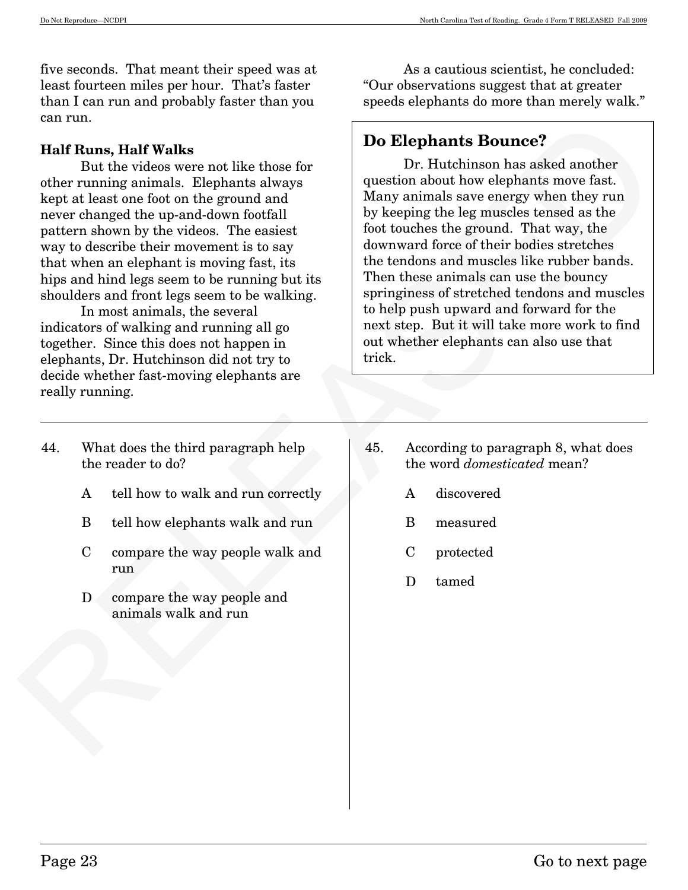five seconds. That meant their speed was at least fourteen miles per hour. That's faster than I can run and probably faster than you can run.

**Half Runs, Half Walks**

But the videos were not like those for other running animals. Elephants always kept at least one foot on the ground and never changed the up-and-down footfall pattern shown by the videos. The easiest way to describe their movement is to say that when an elephant is moving fast, its hips and hind legs seem to be running but its shoulders and front legs seem to be walking.

In most animals, the several indicators of walking and running all go together. Since this does not happen in elephants, Dr. Hutchinson did not try to decide whether fast-moving elephants are really running.

As a cautious scientist, he concluded: "Our observations suggest that at greater speeds elephants do more than merely walk."

## Do Elephants Bounce?

Dr. Hutchinson has asked another question about how elephants move fast. Many animals save energy when they run by keeping the leg muscles tensed as the foot touches the ground. That way, the downward force of their bodies stretches the tendons and muscles like rubber bands. Then these animals can use the bouncy springiness of stretched tendons and muscles to help push upward and forward for the next step. But it will take more work to find out whether elephants can also use that trick.

---

44. What does the third paragraph help the reader to do?

    A tell how to walk and run correctly

    B tell how elephants walk and run

    C compare the way people walk and run

    D compare the way people and animals walk and run

45. According to paragraph 8, what does the word *domesticated* mean?

    A discovered

    B measured

    C protected

    D tamed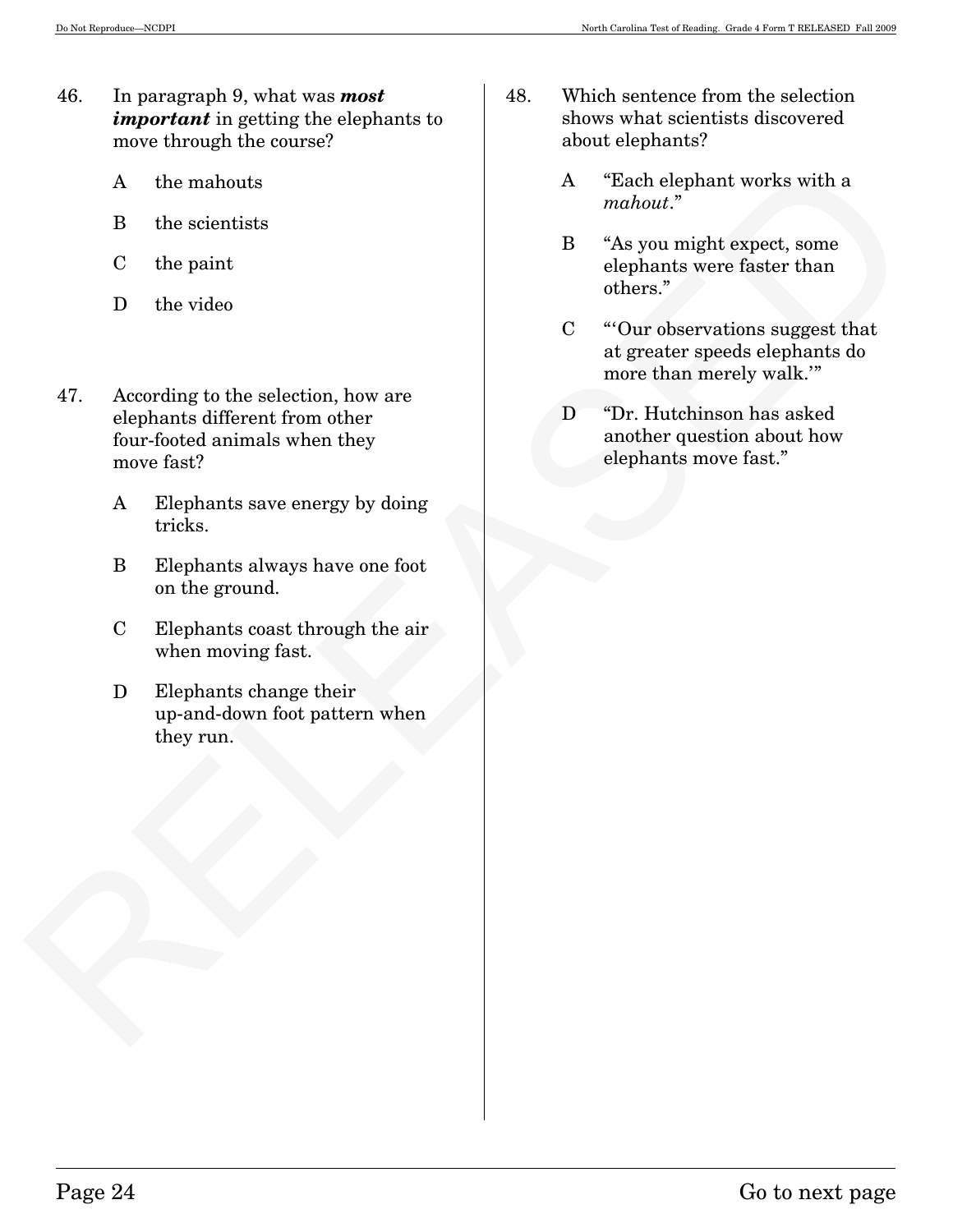46. In paragraph 9, what was ***most important*** in getting the elephants to move through the course?

    A the mahouts

    B the scientists

    C the paint

    D the video

47. According to the selection, how are elephants different from other four-footed animals when they move fast?

    A Elephants save energy by doing tricks.

    B Elephants always have one foot on the ground.

    C Elephants coast through the air when moving fast.

    D Elephants change their up-and-down foot pattern when they run.

48. Which sentence from the selection shows what scientists discovered about elephants?

    A "Each elephant works with a *mahout*."

    B "As you might expect, some elephants were faster than others."

    C "'Our observations suggest that at greater speeds elephants do more than merely walk.'"

    D "Dr. Hutchinson has asked another question about how elephants move fast."

Go to next page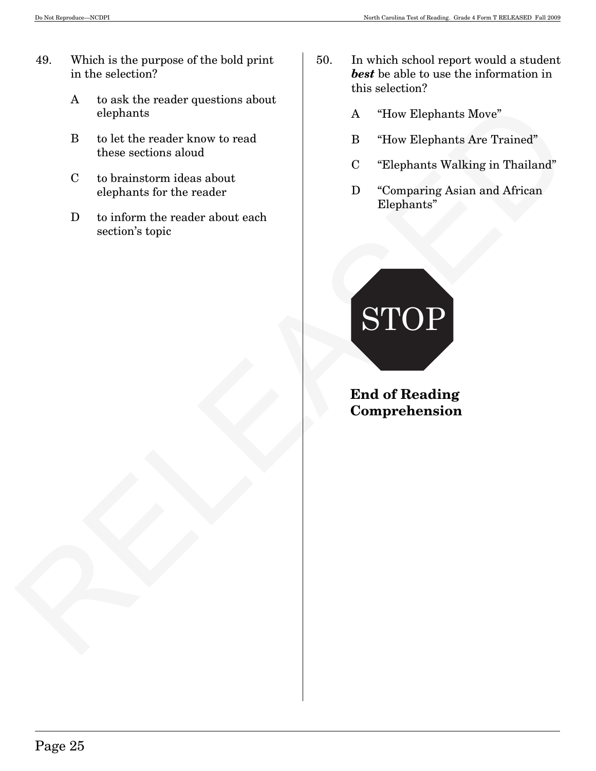49. Which is the purpose of the bold print in the selection?

    A to ask the reader questions about elephants

    B to let the reader know to read these sections aloud

    C to brainstorm ideas about elephants for the reader

    D to inform the reader about each section's topic

50. In which school report would a student ***best*** be able to use the information in this selection?

    A "How Elephants Move"

    B "How Elephants Are Trained"

    C "Elephants Walking in Thailand"

    D "Comparing Asian and African Elephants"

STOP

**End of Reading Comprehension**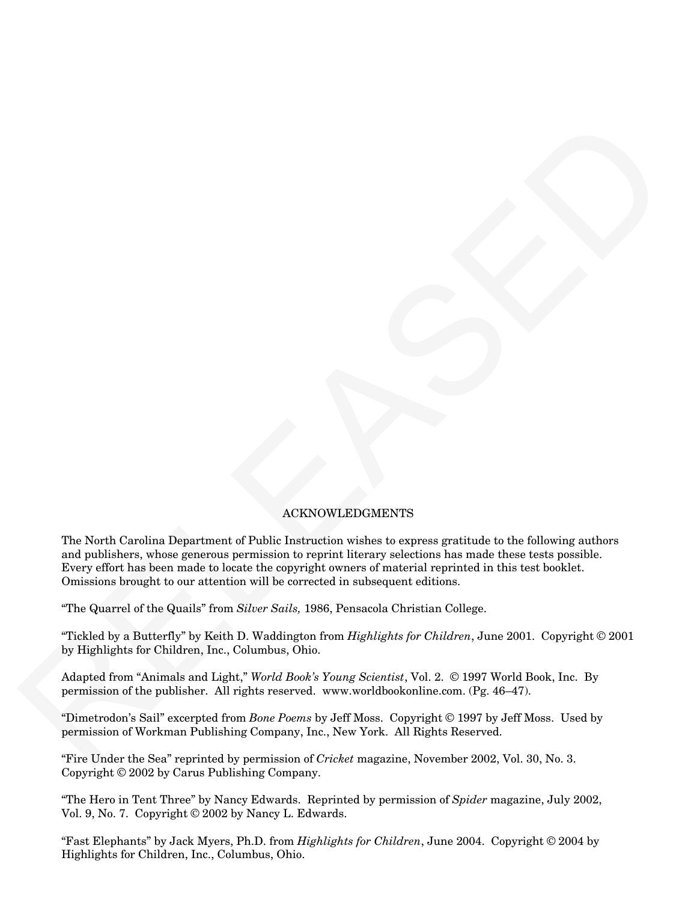## ACKNOWLEDGMENTS

The North Carolina Department of Public Instruction wishes to express gratitude to the following authors and publishers, whose generous permission to reprint literary selections has made these tests possible. Every effort has been made to locate the copyright owners of material reprinted in this test booklet. Omissions brought to our attention will be corrected in subsequent editions.

"The Quarrel of the Quails" from *Silver Sails,* 1986, Pensacola Christian College.

"Tickled by a Butterfly" by Keith D. Waddington from *Highlights for Children*, June 2001. Copyright © 2001 by Highlights for Children, Inc., Columbus, Ohio.

Adapted from "Animals and Light," *World Book's Young Scientist*, Vol. 2. © 1997 World Book, Inc. By permission of the publisher. All rights reserved. www.worldbookonline.com. (Pg. 46–47).

"Dimetrodon's Sail" excerpted from *Bone Poems* by Jeff Moss. Copyright © 1997 by Jeff Moss. Used by permission of Workman Publishing Company, Inc., New York. All Rights Reserved.

"Fire Under the Sea" reprinted by permission of *Cricket* magazine, November 2002, Vol. 30, No. 3. Copyright © 2002 by Carus Publishing Company.

"The Hero in Tent Three" by Nancy Edwards. Reprinted by permission of *Spider* magazine, July 2002, Vol. 9, No. 7. Copyright © 2002 by Nancy L. Edwards.

"Fast Elephants" by Jack Myers, Ph.D. from *Highlights for Children*, June 2004. Copyright © 2004 by Highlights for Children, Inc., Columbus, Ohio.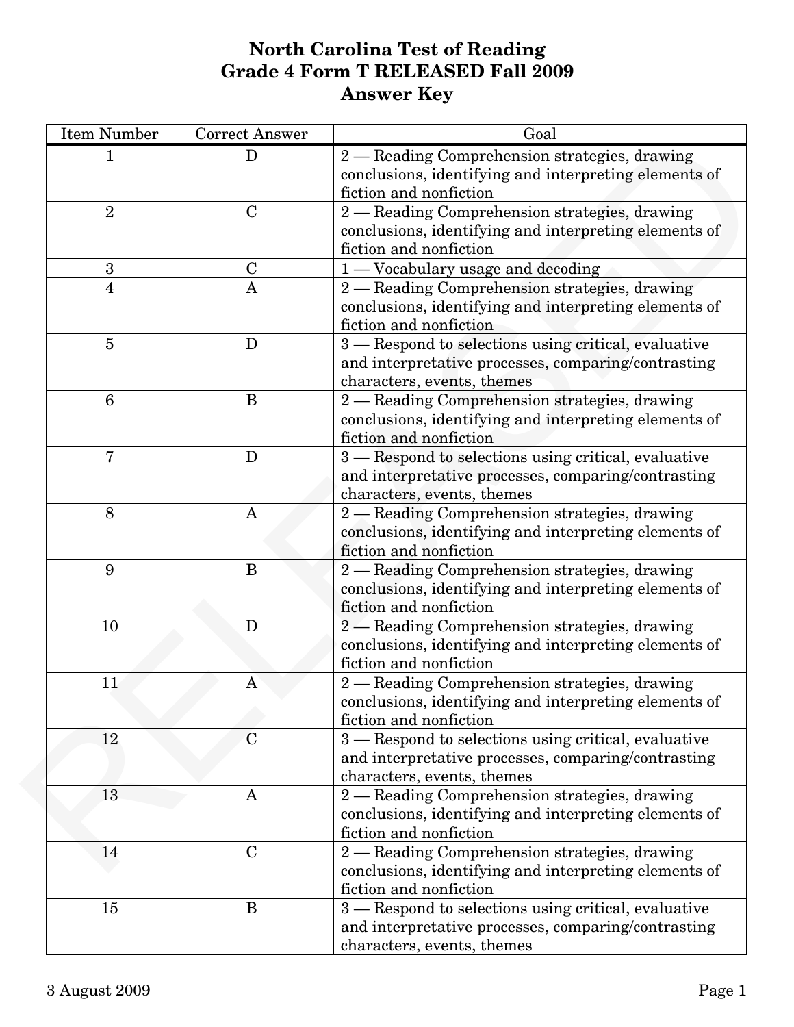# North Carolina Test of Reading
# Grade 4 Form T RELEASED Fall 2009
# Answer Key

| Item Number | Correct Answer | Goal |
|---|---|---|
| 1 | D | 2 — Reading Comprehension strategies, drawing conclusions, identifying and interpreting elements of fiction and nonfiction |
| 2 | C | 2 — Reading Comprehension strategies, drawing conclusions, identifying and interpreting elements of fiction and nonfiction |
| 3 | C | 1 — Vocabulary usage and decoding |
| 4 | A | 2 — Reading Comprehension strategies, drawing conclusions, identifying and interpreting elements of fiction and nonfiction |
| 5 | D | 3 — Respond to selections using critical, evaluative and interpretative processes, comparing/contrasting characters, events, themes |
| 6 | B | 2 — Reading Comprehension strategies, drawing conclusions, identifying and interpreting elements of fiction and nonfiction |
| 7 | D | 3 — Respond to selections using critical, evaluative and interpretative processes, comparing/contrasting characters, events, themes |
| 8 | A | 2 — Reading Comprehension strategies, drawing conclusions, identifying and interpreting elements of fiction and nonfiction |
| 9 | B | 2 — Reading Comprehension strategies, drawing conclusions, identifying and interpreting elements of fiction and nonfiction |
| 10 | D | 2 — Reading Comprehension strategies, drawing conclusions, identifying and interpreting elements of fiction and nonfiction |
| 11 | A | 2 — Reading Comprehension strategies, drawing conclusions, identifying and interpreting elements of fiction and nonfiction |
| 12 | C | 3 — Respond to selections using critical, evaluative and interpretative processes, comparing/contrasting characters, events, themes |
| 13 | A | 2 — Reading Comprehension strategies, drawing conclusions, identifying and interpreting elements of fiction and nonfiction |
| 14 | C | 2 — Reading Comprehension strategies, drawing conclusions, identifying and interpreting elements of fiction and nonfiction |
| 15 | B | 3 — Respond to selections using critical, evaluative and interpretative processes, comparing/contrasting characters, events, themes |

3 August 2009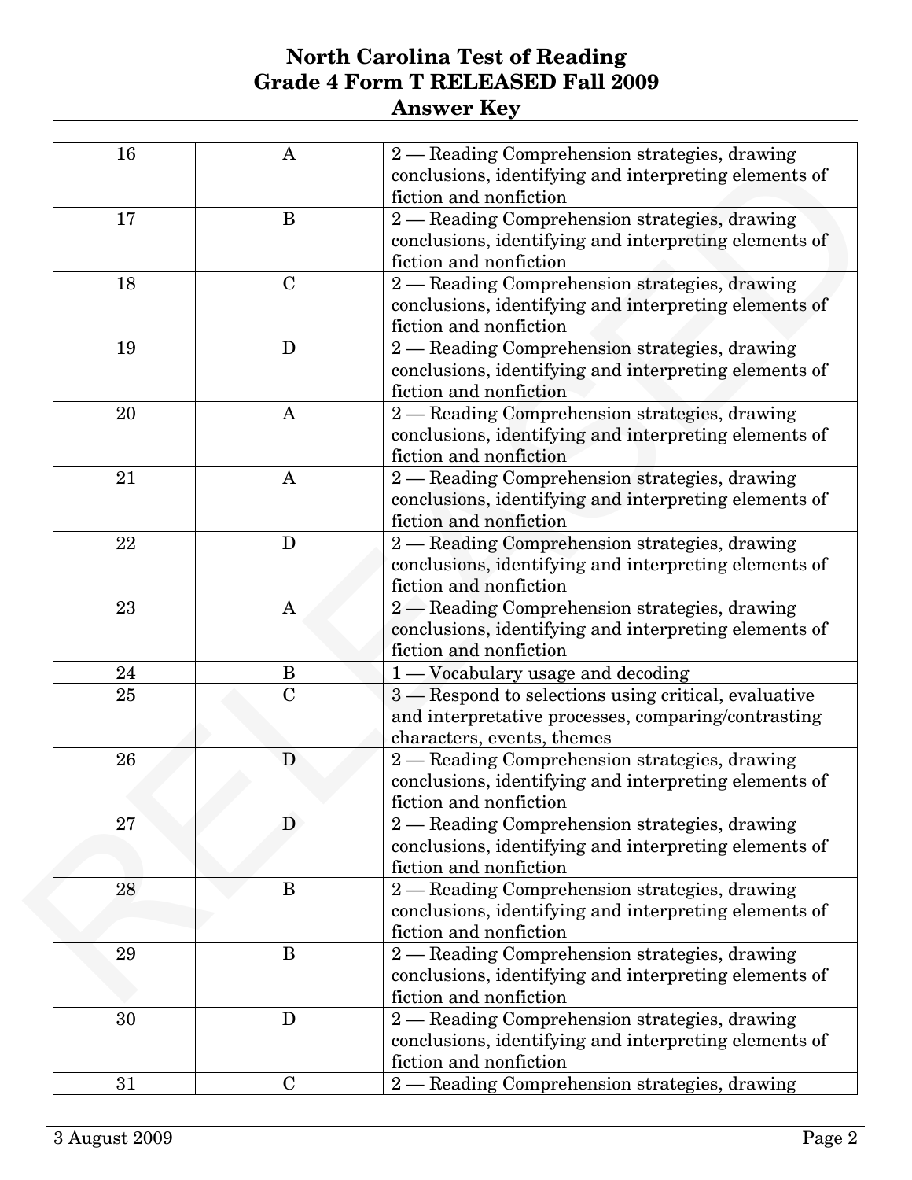# North Carolina Test of Reading
# Grade 4 Form T RELEASED Fall 2009
# Answer Key

| | | |
|---|---|---|
| 16 | A | 2 — Reading Comprehension strategies, drawing conclusions, identifying and interpreting elements of fiction and nonfiction |
| 17 | B | 2 — Reading Comprehension strategies, drawing conclusions, identifying and interpreting elements of fiction and nonfiction |
| 18 | C | 2 — Reading Comprehension strategies, drawing conclusions, identifying and interpreting elements of fiction and nonfiction |
| 19 | D | 2 — Reading Comprehension strategies, drawing conclusions, identifying and interpreting elements of fiction and nonfiction |
| 20 | A | 2 — Reading Comprehension strategies, drawing conclusions, identifying and interpreting elements of fiction and nonfiction |
| 21 | A | 2 — Reading Comprehension strategies, drawing conclusions, identifying and interpreting elements of fiction and nonfiction |
| 22 | D | 2 — Reading Comprehension strategies, drawing conclusions, identifying and interpreting elements of fiction and nonfiction |
| 23 | A | 2 — Reading Comprehension strategies, drawing conclusions, identifying and interpreting elements of fiction and nonfiction |
| 24 | B | 1 — Vocabulary usage and decoding |
| 25 | C | 3 — Respond to selections using critical, evaluative and interpretative processes, comparing/contrasting characters, events, themes |
| 26 | D | 2 — Reading Comprehension strategies, drawing conclusions, identifying and interpreting elements of fiction and nonfiction |
| 27 | D | 2 — Reading Comprehension strategies, drawing conclusions, identifying and interpreting elements of fiction and nonfiction |
| 28 | B | 2 — Reading Comprehension strategies, drawing conclusions, identifying and interpreting elements of fiction and nonfiction |
| 29 | B | 2 — Reading Comprehension strategies, drawing conclusions, identifying and interpreting elements of fiction and nonfiction |
| 30 | D | 2 — Reading Comprehension strategies, drawing conclusions, identifying and interpreting elements of fiction and nonfiction |
| 31 | C | 2 — Reading Comprehension strategies, drawing |

3 August 2009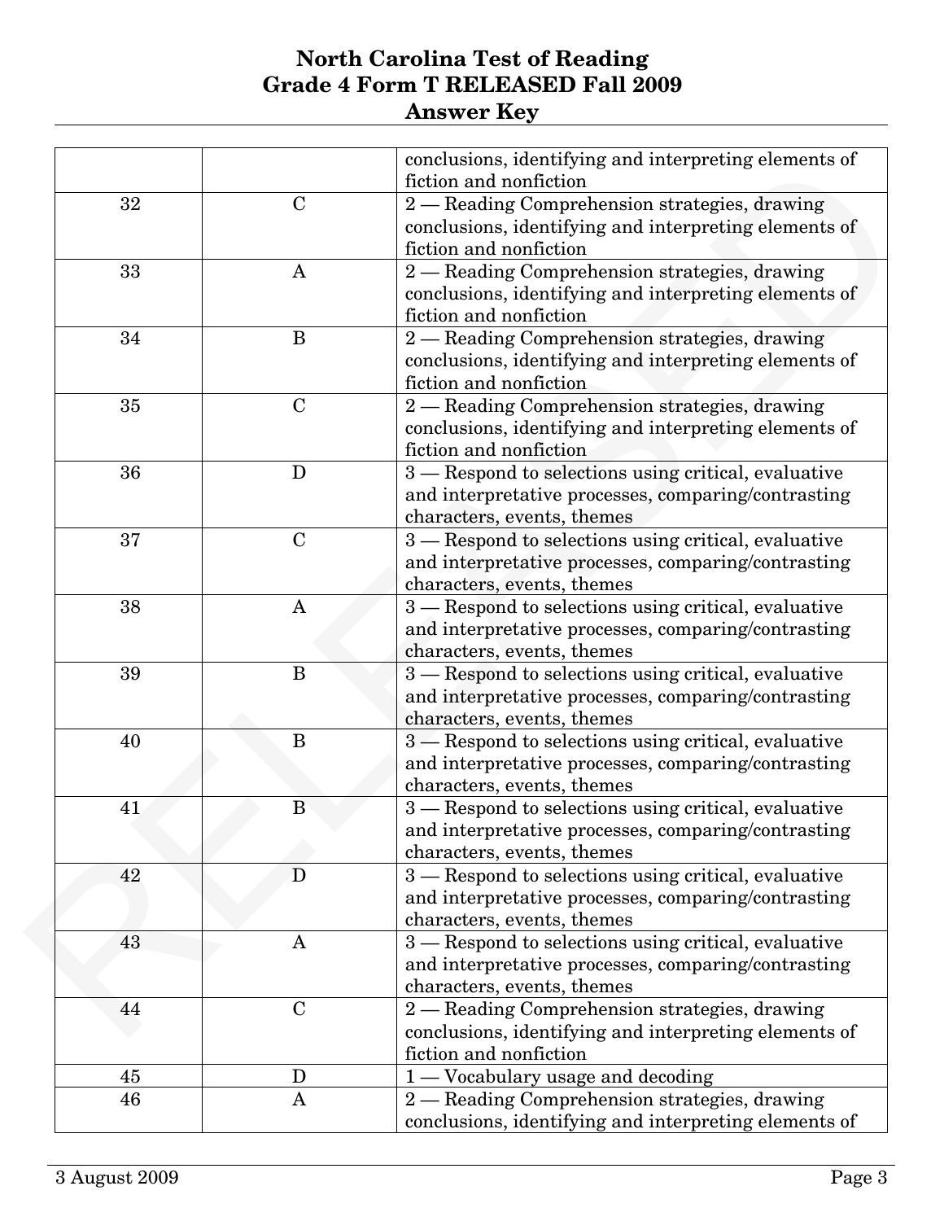# North Carolina Test of Reading
# Grade 4 Form T RELEASED Fall 2009
# Answer Key

| | | |
|---|---|---|
| | | conclusions, identifying and interpreting elements of fiction and nonfiction |
| 32 | C | 2 — Reading Comprehension strategies, drawing conclusions, identifying and interpreting elements of fiction and nonfiction |
| 33 | A | 2 — Reading Comprehension strategies, drawing conclusions, identifying and interpreting elements of fiction and nonfiction |
| 34 | B | 2 — Reading Comprehension strategies, drawing conclusions, identifying and interpreting elements of fiction and nonfiction |
| 35 | C | 2 — Reading Comprehension strategies, drawing conclusions, identifying and interpreting elements of fiction and nonfiction |
| 36 | D | 3 — Respond to selections using critical, evaluative and interpretative processes, comparing/contrasting characters, events, themes |
| 37 | C | 3 — Respond to selections using critical, evaluative and interpretative processes, comparing/contrasting characters, events, themes |
| 38 | A | 3 — Respond to selections using critical, evaluative and interpretative processes, comparing/contrasting characters, events, themes |
| 39 | B | 3 — Respond to selections using critical, evaluative and interpretative processes, comparing/contrasting characters, events, themes |
| 40 | B | 3 — Respond to selections using critical, evaluative and interpretative processes, comparing/contrasting characters, events, themes |
| 41 | B | 3 — Respond to selections using critical, evaluative and interpretative processes, comparing/contrasting characters, events, themes |
| 42 | D | 3 — Respond to selections using critical, evaluative and interpretative processes, comparing/contrasting characters, events, themes |
| 43 | A | 3 — Respond to selections using critical, evaluative and interpretative processes, comparing/contrasting characters, events, themes |
| 44 | C | 2 — Reading Comprehension strategies, drawing conclusions, identifying and interpreting elements of fiction and nonfiction |
| 45 | D | 1 — Vocabulary usage and decoding |
| 46 | A | 2 — Reading Comprehension strategies, drawing conclusions, identifying and interpreting elements of |

3 August 2009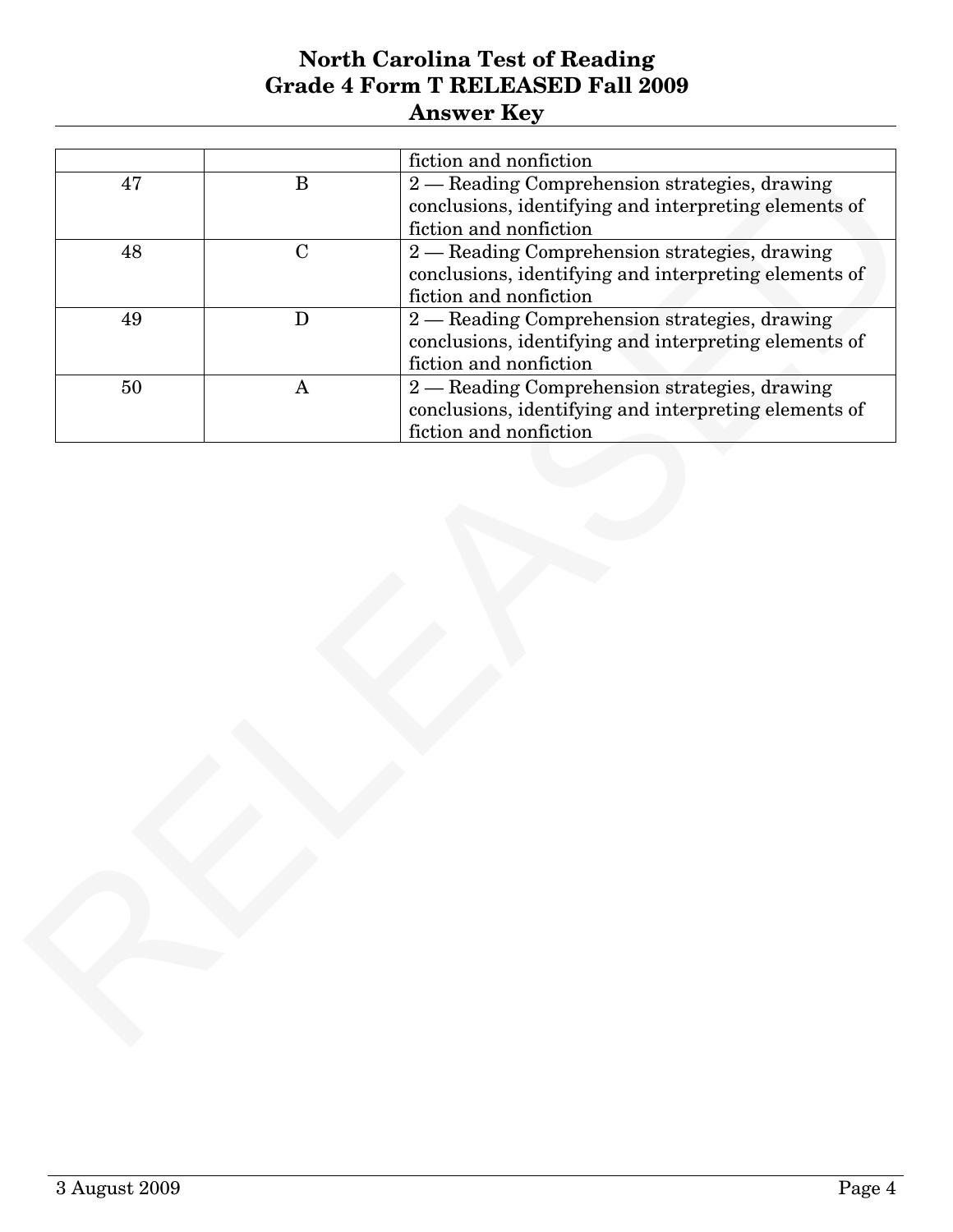| | | fiction and nonfiction |
|---|---|---|
| 47 | B | 2 — Reading Comprehension strategies, drawing conclusions, identifying and interpreting elements of fiction and nonfiction |
| 48 | C | 2 — Reading Comprehension strategies, drawing conclusions, identifying and interpreting elements of fiction and nonfiction |
| 49 | D | 2 — Reading Comprehension strategies, drawing conclusions, identifying and interpreting elements of fiction and nonfiction |
| 50 | A | 2 — Reading Comprehension strategies, drawing conclusions, identifying and interpreting elements of fiction and nonfiction |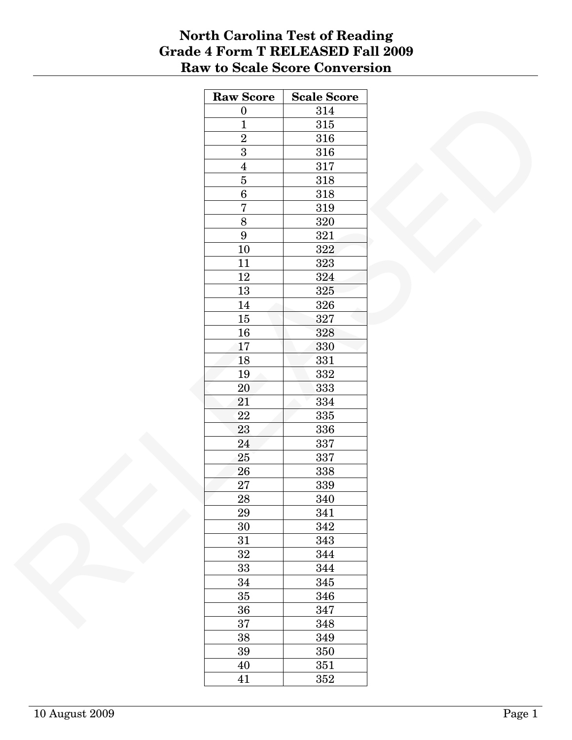# North Carolina Test of Reading
# Grade 4 Form T RELEASED Fall 2009
# Raw to Scale Score Conversion

| Raw Score | Scale Score |
|---|---|
| 0 | 314 |
| 1 | 315 |
| 2 | 316 |
| 3 | 316 |
| 4 | 317 |
| 5 | 318 |
| 6 | 318 |
| 7 | 319 |
| 8 | 320 |
| 9 | 321 |
| 10 | 322 |
| 11 | 323 |
| 12 | 324 |
| 13 | 325 |
| 14 | 326 |
| 15 | 327 |
| 16 | 328 |
| 17 | 330 |
| 18 | 331 |
| 19 | 332 |
| 20 | 333 |
| 21 | 334 |
| 22 | 335 |
| 23 | 336 |
| 24 | 337 |
| 25 | 337 |
| 26 | 338 |
| 27 | 339 |
| 28 | 340 |
| 29 | 341 |
| 30 | 342 |
| 31 | 343 |
| 32 | 344 |
| 33 | 344 |
| 34 | 345 |
| 35 | 346 |
| 36 | 347 |
| 37 | 348 |
| 38 | 349 |
| 39 | 350 |
| 40 | 351 |
| 41 | 352 |

10 August 2009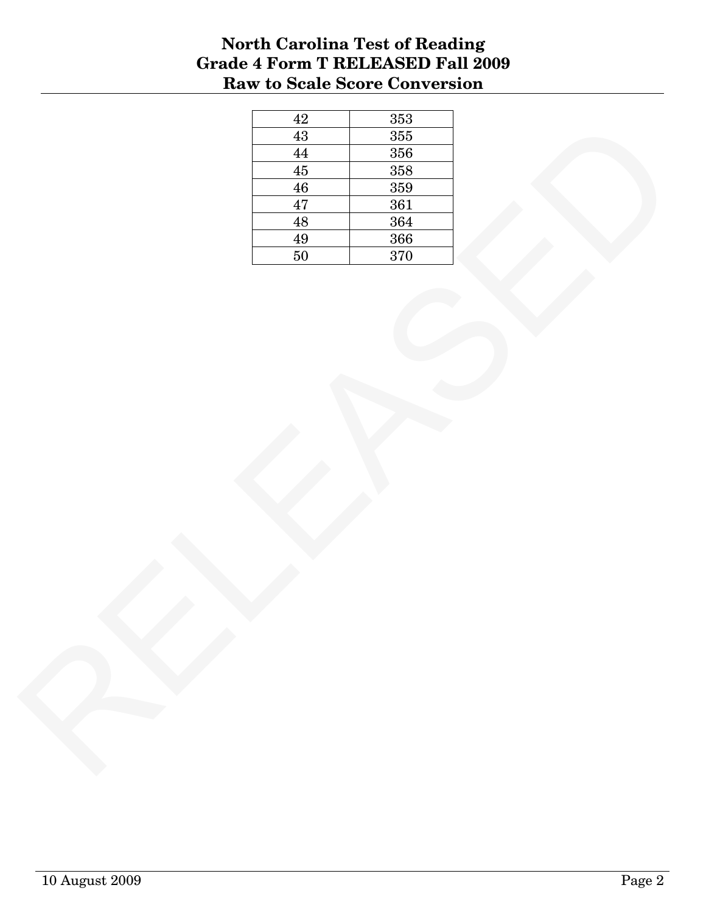# North Carolina Test of Reading
# Grade 4 Form T RELEASED Fall 2009
# Raw to Scale Score Conversion

| | |
|---|---|
| 42 | 353 |
| 43 | 355 |
| 44 | 356 |
| 45 | 358 |
| 46 | 359 |
| 47 | 361 |
| 48 | 364 |
| 49 | 366 |
| 50 | 370 |